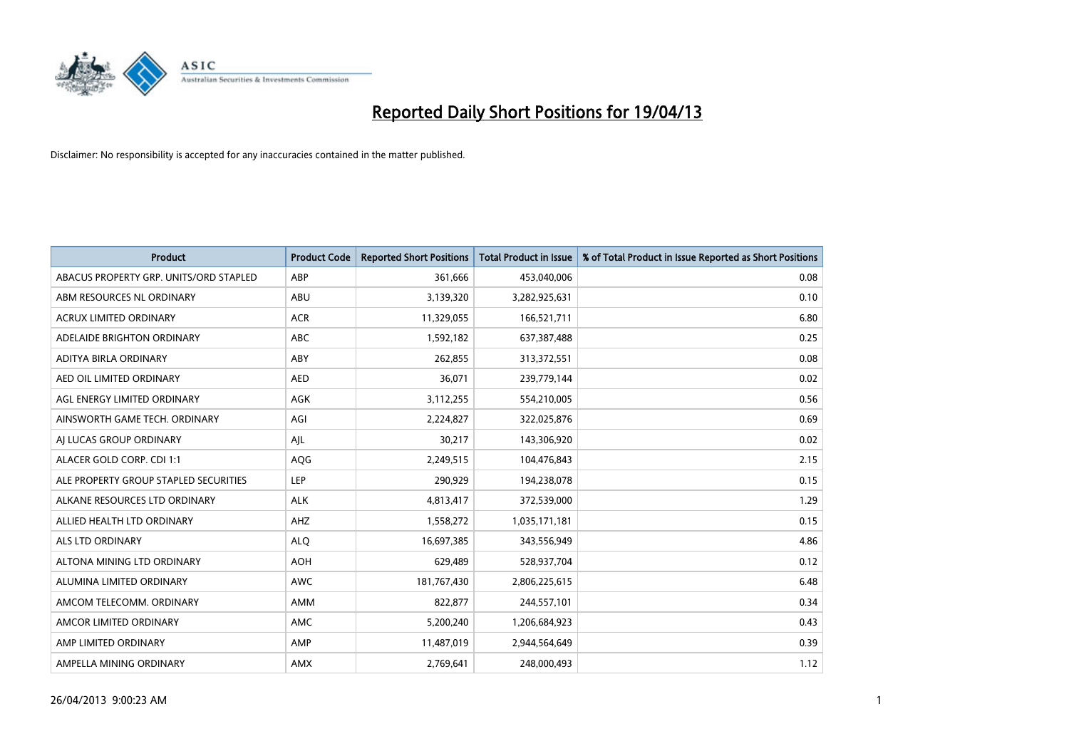# Reported Daily Short Positions for 19/04/13

Disclaimer: No responsibility is accepted for any inaccuracies contained in the matter published.

| Product | Product Code | Reported Short Positions | Total Product in Issue | % of Total Product in Issue Reported as Short Positions |
|---|---|---|---|---|
| ABACUS PROPERTY GRP. UNITS/ORD STAPLED | ABP | 361,666 | 453,040,006 | 0.08 |
| ABM RESOURCES NL ORDINARY | ABU | 3,139,320 | 3,282,925,631 | 0.10 |
| ACRUX LIMITED ORDINARY | ACR | 11,329,055 | 166,521,711 | 6.80 |
| ADELAIDE BRIGHTON ORDINARY | ABC | 1,592,182 | 637,387,488 | 0.25 |
| ADITYA BIRLA ORDINARY | ABY | 262,855 | 313,372,551 | 0.08 |
| AED OIL LIMITED ORDINARY | AED | 36,071 | 239,779,144 | 0.02 |
| AGL ENERGY LIMITED ORDINARY | AGK | 3,112,255 | 554,210,005 | 0.56 |
| AINSWORTH GAME TECH. ORDINARY | AGI | 2,224,827 | 322,025,876 | 0.69 |
| AJ LUCAS GROUP ORDINARY | AJL | 30,217 | 143,306,920 | 0.02 |
| ALACER GOLD CORP. CDI 1:1 | AQG | 2,249,515 | 104,476,843 | 2.15 |
| ALE PROPERTY GROUP STAPLED SECURITIES | LEP | 290,929 | 194,238,078 | 0.15 |
| ALKANE RESOURCES LTD ORDINARY | ALK | 4,813,417 | 372,539,000 | 1.29 |
| ALLIED HEALTH LTD ORDINARY | AHZ | 1,558,272 | 1,035,171,181 | 0.15 |
| ALS LTD ORDINARY | ALQ | 16,697,385 | 343,556,949 | 4.86 |
| ALTONA MINING LTD ORDINARY | AOH | 629,489 | 528,937,704 | 0.12 |
| ALUMINA LIMITED ORDINARY | AWC | 181,767,430 | 2,806,225,615 | 6.48 |
| AMCOM TELECOMM. ORDINARY | AMM | 822,877 | 244,557,101 | 0.34 |
| AMCOR LIMITED ORDINARY | AMC | 5,200,240 | 1,206,684,923 | 0.43 |
| AMP LIMITED ORDINARY | AMP | 11,487,019 | 2,944,564,649 | 0.39 |
| AMPELLA MINING ORDINARY | AMX | 2,769,641 | 248,000,493 | 1.12 |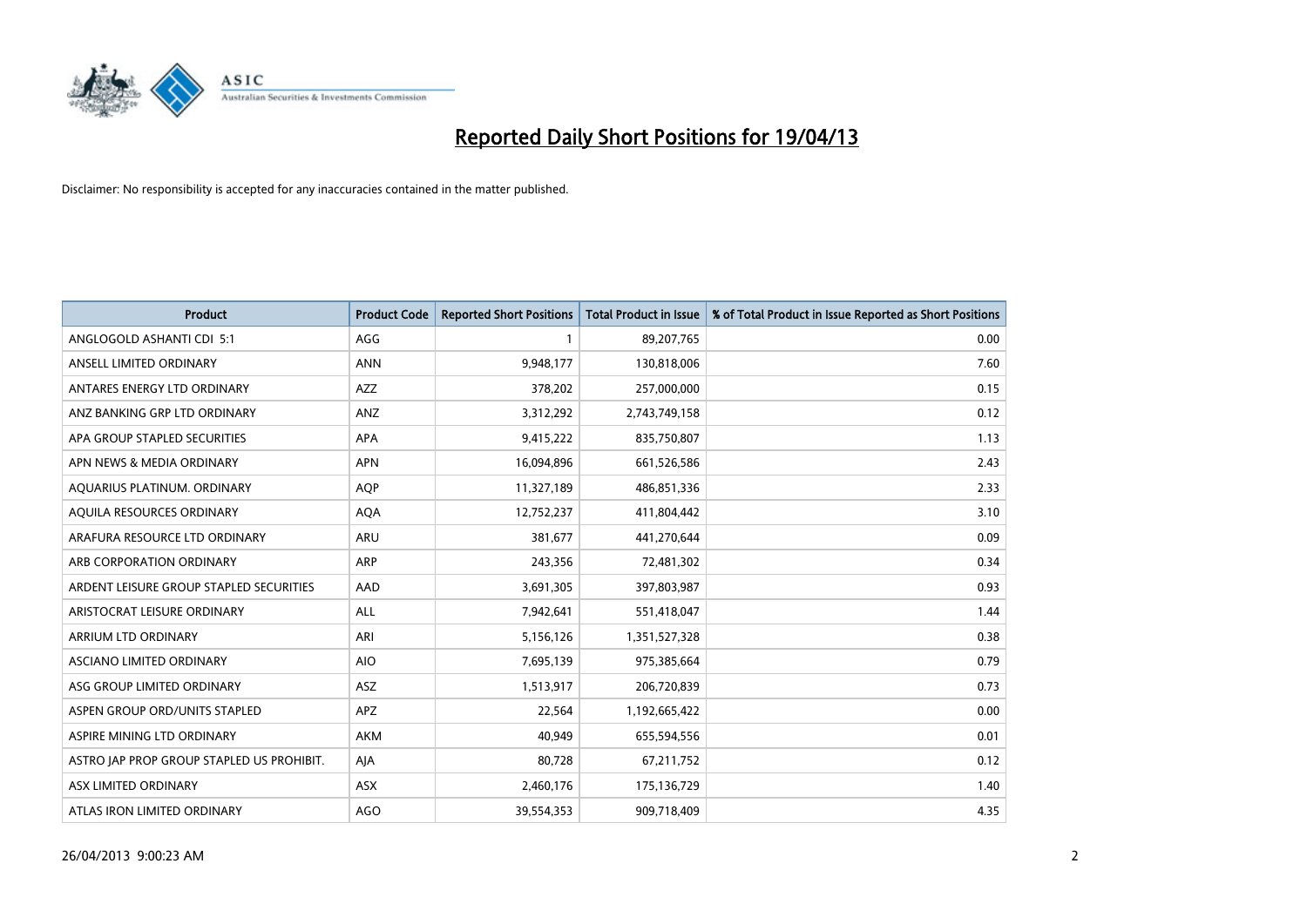# Reported Daily Short Positions for 19/04/13

Disclaimer: No responsibility is accepted for any inaccuracies contained in the matter published.

| Product | Product Code | Reported Short Positions | Total Product in Issue | % of Total Product in Issue Reported as Short Positions |
|---|---|---|---|---|
| ANGLOGOLD ASHANTI CDI 5:1 | AGG | 1 | 89,207,765 | 0.00 |
| ANSELL LIMITED ORDINARY | ANN | 9,948,177 | 130,818,006 | 7.60 |
| ANTARES ENERGY LTD ORDINARY | AZZ | 378,202 | 257,000,000 | 0.15 |
| ANZ BANKING GRP LTD ORDINARY | ANZ | 3,312,292 | 2,743,749,158 | 0.12 |
| APA GROUP STAPLED SECURITIES | APA | 9,415,222 | 835,750,807 | 1.13 |
| APN NEWS & MEDIA ORDINARY | APN | 16,094,896 | 661,526,586 | 2.43 |
| AQUARIUS PLATINUM. ORDINARY | AQP | 11,327,189 | 486,851,336 | 2.33 |
| AQUILA RESOURCES ORDINARY | AQA | 12,752,237 | 411,804,442 | 3.10 |
| ARAFURA RESOURCE LTD ORDINARY | ARU | 381,677 | 441,270,644 | 0.09 |
| ARB CORPORATION ORDINARY | ARP | 243,356 | 72,481,302 | 0.34 |
| ARDENT LEISURE GROUP STAPLED SECURITIES | AAD | 3,691,305 | 397,803,987 | 0.93 |
| ARISTOCRAT LEISURE ORDINARY | ALL | 7,942,641 | 551,418,047 | 1.44 |
| ARRIUM LTD ORDINARY | ARI | 5,156,126 | 1,351,527,328 | 0.38 |
| ASCIANO LIMITED ORDINARY | AIO | 7,695,139 | 975,385,664 | 0.79 |
| ASG GROUP LIMITED ORDINARY | ASZ | 1,513,917 | 206,720,839 | 0.73 |
| ASPEN GROUP ORD/UNITS STAPLED | APZ | 22,564 | 1,192,665,422 | 0.00 |
| ASPIRE MINING LTD ORDINARY | AKM | 40,949 | 655,594,556 | 0.01 |
| ASTRO JAP PROP GROUP STAPLED US PROHIBIT. | AJA | 80,728 | 67,211,752 | 0.12 |
| ASX LIMITED ORDINARY | ASX | 2,460,176 | 175,136,729 | 1.40 |
| ATLAS IRON LIMITED ORDINARY | AGO | 39,554,353 | 909,718,409 | 4.35 |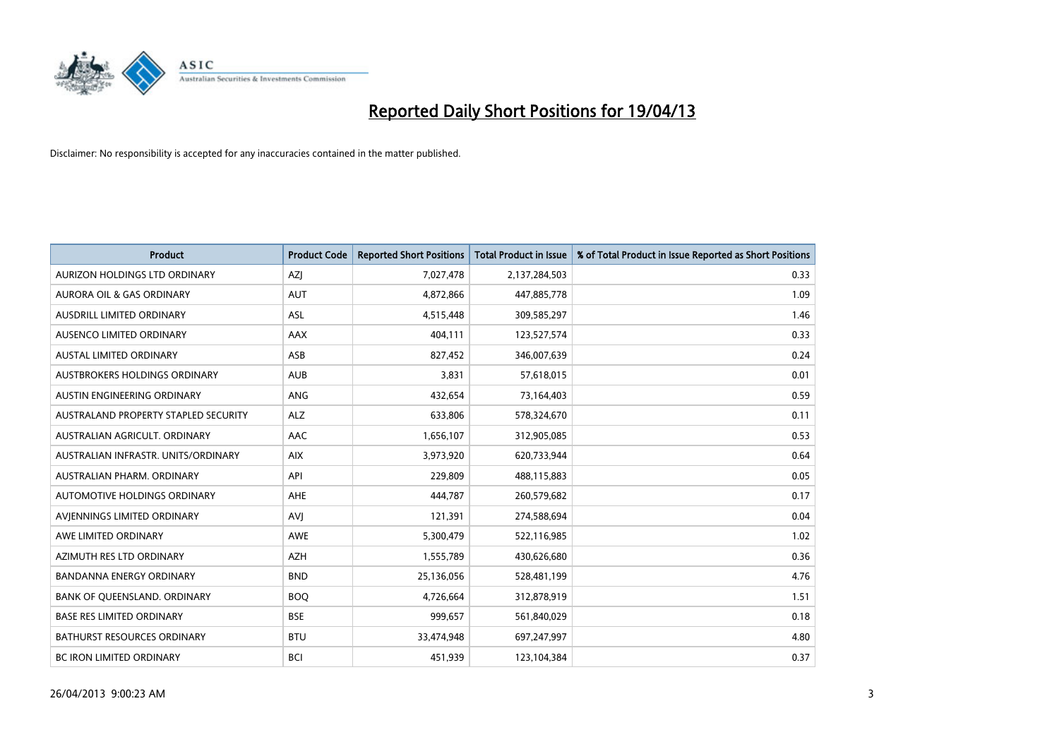# Reported Daily Short Positions for 19/04/13

Disclaimer: No responsibility is accepted for any inaccuracies contained in the matter published.

| Product | Product Code | Reported Short Positions | Total Product in Issue | % of Total Product in Issue Reported as Short Positions |
|---|---|---|---|---|
| AURIZON HOLDINGS LTD ORDINARY | AZJ | 7,027,478 | 2,137,284,503 | 0.33 |
| AURORA OIL & GAS ORDINARY | AUT | 4,872,866 | 447,885,778 | 1.09 |
| AUSDRILL LIMITED ORDINARY | ASL | 4,515,448 | 309,585,297 | 1.46 |
| AUSENCO LIMITED ORDINARY | AAX | 404,111 | 123,527,574 | 0.33 |
| AUSTAL LIMITED ORDINARY | ASB | 827,452 | 346,007,639 | 0.24 |
| AUSTBROKERS HOLDINGS ORDINARY | AUB | 3,831 | 57,618,015 | 0.01 |
| AUSTIN ENGINEERING ORDINARY | ANG | 432,654 | 73,164,403 | 0.59 |
| AUSTRALAND PROPERTY STAPLED SECURITY | ALZ | 633,806 | 578,324,670 | 0.11 |
| AUSTRALIAN AGRICULT. ORDINARY | AAC | 1,656,107 | 312,905,085 | 0.53 |
| AUSTRALIAN INFRASTR. UNITS/ORDINARY | AIX | 3,973,920 | 620,733,944 | 0.64 |
| AUSTRALIAN PHARM. ORDINARY | API | 229,809 | 488,115,883 | 0.05 |
| AUTOMOTIVE HOLDINGS ORDINARY | AHE | 444,787 | 260,579,682 | 0.17 |
| AVJENNINGS LIMITED ORDINARY | AVJ | 121,391 | 274,588,694 | 0.04 |
| AWE LIMITED ORDINARY | AWE | 5,300,479 | 522,116,985 | 1.02 |
| AZIMUTH RES LTD ORDINARY | AZH | 1,555,789 | 430,626,680 | 0.36 |
| BANDANNA ENERGY ORDINARY | BND | 25,136,056 | 528,481,199 | 4.76 |
| BANK OF QUEENSLAND. ORDINARY | BOQ | 4,726,664 | 312,878,919 | 1.51 |
| BASE RES LIMITED ORDINARY | BSE | 999,657 | 561,840,029 | 0.18 |
| BATHURST RESOURCES ORDINARY | BTU | 33,474,948 | 697,247,997 | 4.80 |
| BC IRON LIMITED ORDINARY | BCI | 451,939 | 123,104,384 | 0.37 |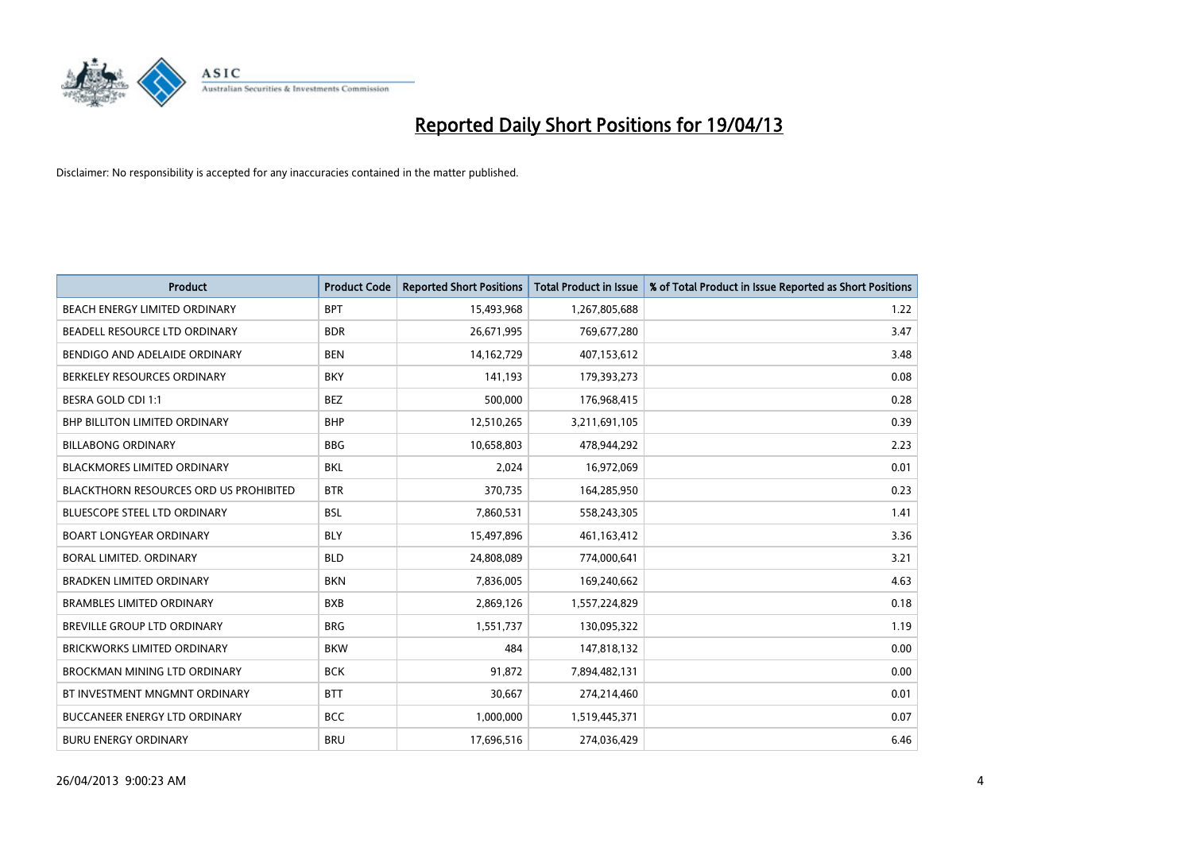# Reported Daily Short Positions for 19/04/13

Disclaimer: No responsibility is accepted for any inaccuracies contained in the matter published.

| Product | Product Code | Reported Short Positions | Total Product in Issue | % of Total Product in Issue Reported as Short Positions |
| --- | --- | --- | --- | --- |
| BEACH ENERGY LIMITED ORDINARY | BPT | 15,493,968 | 1,267,805,688 | 1.22 |
| BEADELL RESOURCE LTD ORDINARY | BDR | 26,671,995 | 769,677,280 | 3.47 |
| BENDIGO AND ADELAIDE ORDINARY | BEN | 14,162,729 | 407,153,612 | 3.48 |
| BERKELEY RESOURCES ORDINARY | BKY | 141,193 | 179,393,273 | 0.08 |
| BESRA GOLD CDI 1:1 | BEZ | 500,000 | 176,968,415 | 0.28 |
| BHP BILLITON LIMITED ORDINARY | BHP | 12,510,265 | 3,211,691,105 | 0.39 |
| BILLABONG ORDINARY | BBG | 10,658,803 | 478,944,292 | 2.23 |
| BLACKMORES LIMITED ORDINARY | BKL | 2,024 | 16,972,069 | 0.01 |
| BLACKTHORN RESOURCES ORD US PROHIBITED | BTR | 370,735 | 164,285,950 | 0.23 |
| BLUESCOPE STEEL LTD ORDINARY | BSL | 7,860,531 | 558,243,305 | 1.41 |
| BOART LONGYEAR ORDINARY | BLY | 15,497,896 | 461,163,412 | 3.36 |
| BORAL LIMITED. ORDINARY | BLD | 24,808,089 | 774,000,641 | 3.21 |
| BRADKEN LIMITED ORDINARY | BKN | 7,836,005 | 169,240,662 | 4.63 |
| BRAMBLES LIMITED ORDINARY | BXB | 2,869,126 | 1,557,224,829 | 0.18 |
| BREVILLE GROUP LTD ORDINARY | BRG | 1,551,737 | 130,095,322 | 1.19 |
| BRICKWORKS LIMITED ORDINARY | BKW | 484 | 147,818,132 | 0.00 |
| BROCKMAN MINING LTD ORDINARY | BCK | 91,872 | 7,894,482,131 | 0.00 |
| BT INVESTMENT MNGMNT ORDINARY | BTT | 30,667 | 274,214,460 | 0.01 |
| BUCCANEER ENERGY LTD ORDINARY | BCC | 1,000,000 | 1,519,445,371 | 0.07 |
| BURU ENERGY ORDINARY | BRU | 17,696,516 | 274,036,429 | 6.46 |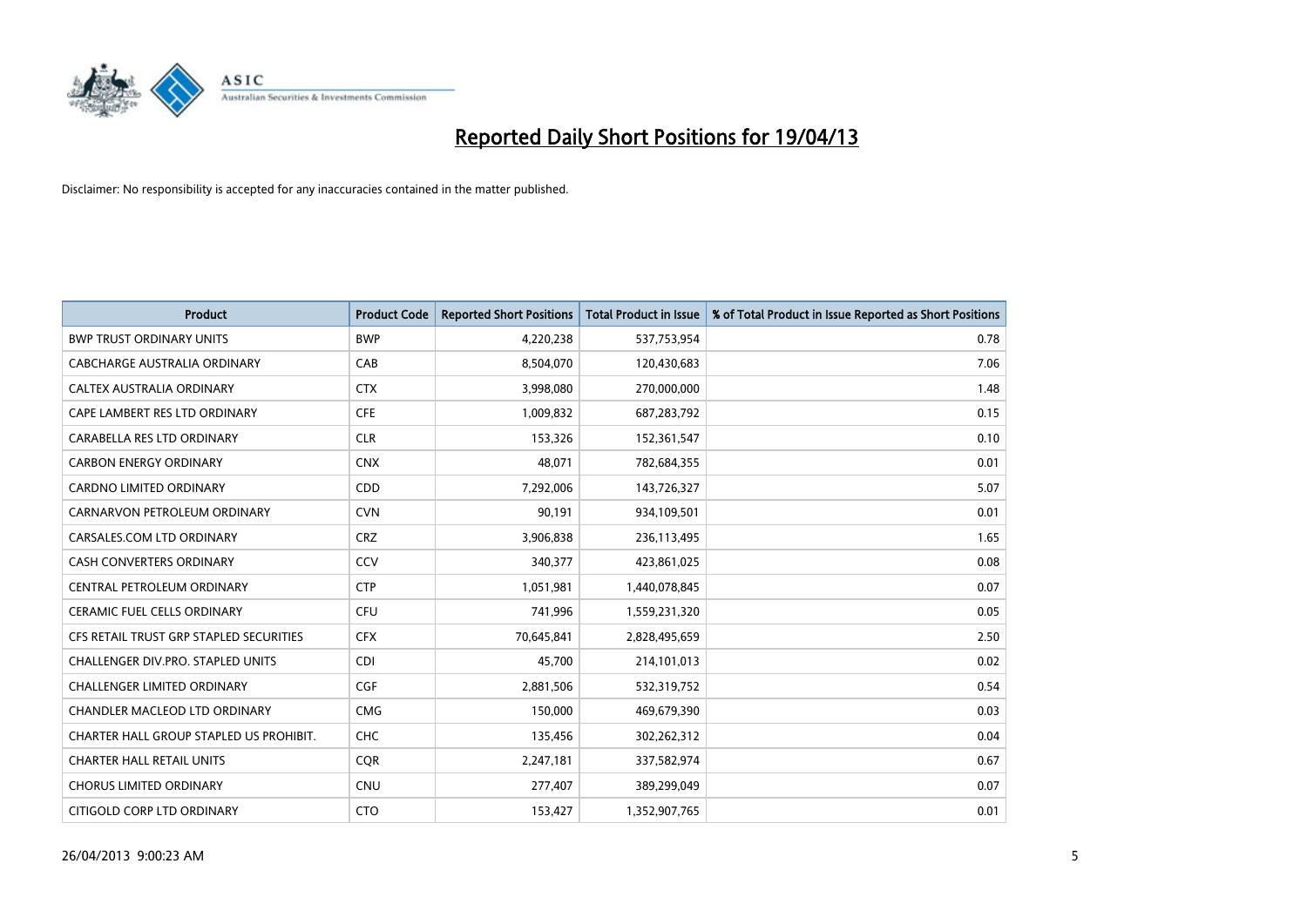# Reported Daily Short Positions for 19/04/13

Disclaimer: No responsibility is accepted for any inaccuracies contained in the matter published.

| Product | Product Code | Reported Short Positions | Total Product in Issue | % of Total Product in Issue Reported as Short Positions |
|---|---|---|---|---|
| BWP TRUST ORDINARY UNITS | BWP | 4,220,238 | 537,753,954 | 0.78 |
| CABCHARGE AUSTRALIA ORDINARY | CAB | 8,504,070 | 120,430,683 | 7.06 |
| CALTEX AUSTRALIA ORDINARY | CTX | 3,998,080 | 270,000,000 | 1.48 |
| CAPE LAMBERT RES LTD ORDINARY | CFE | 1,009,832 | 687,283,792 | 0.15 |
| CARABELLA RES LTD ORDINARY | CLR | 153,326 | 152,361,547 | 0.10 |
| CARBON ENERGY ORDINARY | CNX | 48,071 | 782,684,355 | 0.01 |
| CARDNO LIMITED ORDINARY | CDD | 7,292,006 | 143,726,327 | 5.07 |
| CARNARVON PETROLEUM ORDINARY | CVN | 90,191 | 934,109,501 | 0.01 |
| CARSALES.COM LTD ORDINARY | CRZ | 3,906,838 | 236,113,495 | 1.65 |
| CASH CONVERTERS ORDINARY | CCV | 340,377 | 423,861,025 | 0.08 |
| CENTRAL PETROLEUM ORDINARY | CTP | 1,051,981 | 1,440,078,845 | 0.07 |
| CERAMIC FUEL CELLS ORDINARY | CFU | 741,996 | 1,559,231,320 | 0.05 |
| CFS RETAIL TRUST GRP STAPLED SECURITIES | CFX | 70,645,841 | 2,828,495,659 | 2.50 |
| CHALLENGER DIV.PRO. STAPLED UNITS | CDI | 45,700 | 214,101,013 | 0.02 |
| CHALLENGER LIMITED ORDINARY | CGF | 2,881,506 | 532,319,752 | 0.54 |
| CHANDLER MACLEOD LTD ORDINARY | CMG | 150,000 | 469,679,390 | 0.03 |
| CHARTER HALL GROUP STAPLED US PROHIBIT. | CHC | 135,456 | 302,262,312 | 0.04 |
| CHARTER HALL RETAIL UNITS | CQR | 2,247,181 | 337,582,974 | 0.67 |
| CHORUS LIMITED ORDINARY | CNU | 277,407 | 389,299,049 | 0.07 |
| CITIGOLD CORP LTD ORDINARY | CTO | 153,427 | 1,352,907,765 | 0.01 |

26/04/2013 9:00:23 AM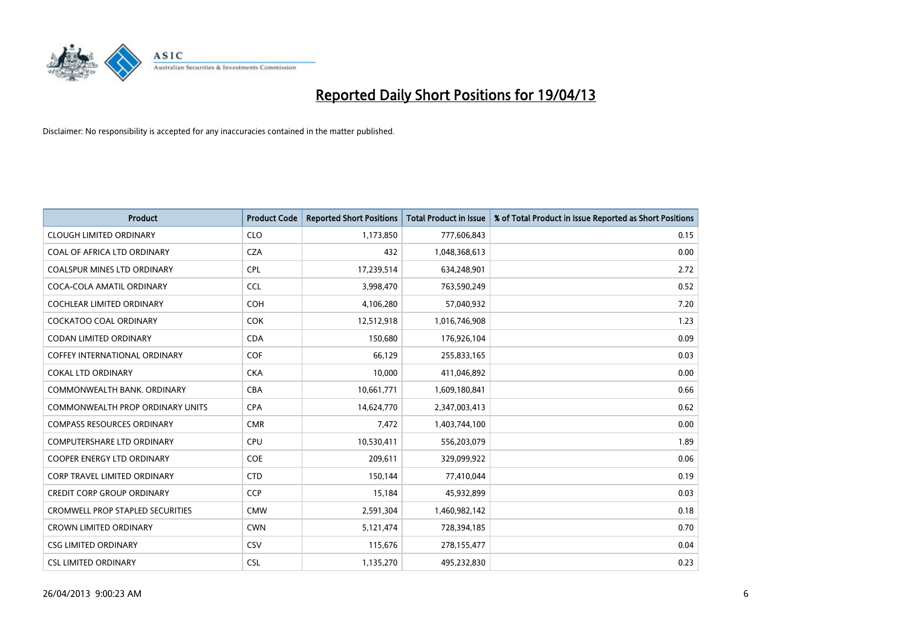# Reported Daily Short Positions for 19/04/13

Disclaimer: No responsibility is accepted for any inaccuracies contained in the matter published.

| Product | Product Code | Reported Short Positions | Total Product in Issue | % of Total Product in Issue Reported as Short Positions |
|---|---|---|---|---|
| CLOUGH LIMITED ORDINARY | CLO | 1,173,850 | 777,606,843 | 0.15 |
| COAL OF AFRICA LTD ORDINARY | CZA | 432 | 1,048,368,613 | 0.00 |
| COALSPUR MINES LTD ORDINARY | CPL | 17,239,514 | 634,248,901 | 2.72 |
| COCA-COLA AMATIL ORDINARY | CCL | 3,998,470 | 763,590,249 | 0.52 |
| COCHLEAR LIMITED ORDINARY | COH | 4,106,280 | 57,040,932 | 7.20 |
| COCKATOO COAL ORDINARY | COK | 12,512,918 | 1,016,746,908 | 1.23 |
| CODAN LIMITED ORDINARY | CDA | 150,680 | 176,926,104 | 0.09 |
| COFFEY INTERNATIONAL ORDINARY | COF | 66,129 | 255,833,165 | 0.03 |
| COKAL LTD ORDINARY | CKA | 10,000 | 411,046,892 | 0.00 |
| COMMONWEALTH BANK. ORDINARY | CBA | 10,661,771 | 1,609,180,841 | 0.66 |
| COMMONWEALTH PROP ORDINARY UNITS | CPA | 14,624,770 | 2,347,003,413 | 0.62 |
| COMPASS RESOURCES ORDINARY | CMR | 7,472 | 1,403,744,100 | 0.00 |
| COMPUTERSHARE LTD ORDINARY | CPU | 10,530,411 | 556,203,079 | 1.89 |
| COOPER ENERGY LTD ORDINARY | COE | 209,611 | 329,099,922 | 0.06 |
| CORP TRAVEL LIMITED ORDINARY | CTD | 150,144 | 77,410,044 | 0.19 |
| CREDIT CORP GROUP ORDINARY | CCP | 15,184 | 45,932,899 | 0.03 |
| CROMWELL PROP STAPLED SECURITIES | CMW | 2,591,304 | 1,460,982,142 | 0.18 |
| CROWN LIMITED ORDINARY | CWN | 5,121,474 | 728,394,185 | 0.70 |
| CSG LIMITED ORDINARY | CSV | 115,676 | 278,155,477 | 0.04 |
| CSL LIMITED ORDINARY | CSL | 1,135,270 | 495,232,830 | 0.23 |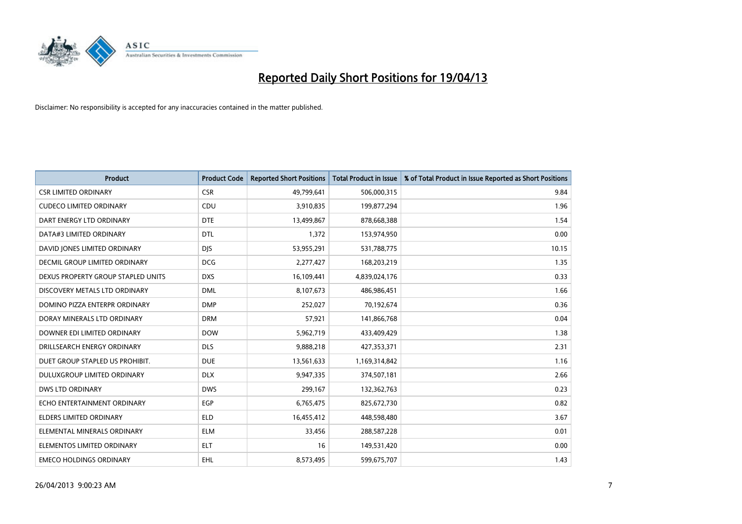# Reported Daily Short Positions for 19/04/13

Disclaimer: No responsibility is accepted for any inaccuracies contained in the matter published.

| Product | Product Code | Reported Short Positions | Total Product in Issue | % of Total Product in Issue Reported as Short Positions |
|---|---|---|---|---|
| CSR LIMITED ORDINARY | CSR | 49,799,641 | 506,000,315 | 9.84 |
| CUDECO LIMITED ORDINARY | CDU | 3,910,835 | 199,877,294 | 1.96 |
| DART ENERGY LTD ORDINARY | DTE | 13,499,867 | 878,668,388 | 1.54 |
| DATA#3 LIMITED ORDINARY | DTL | 1,372 | 153,974,950 | 0.00 |
| DAVID JONES LIMITED ORDINARY | DJS | 53,955,291 | 531,788,775 | 10.15 |
| DECMIL GROUP LIMITED ORDINARY | DCG | 2,277,427 | 168,203,219 | 1.35 |
| DEXUS PROPERTY GROUP STAPLED UNITS | DXS | 16,109,441 | 4,839,024,176 | 0.33 |
| DISCOVERY METALS LTD ORDINARY | DML | 8,107,673 | 486,986,451 | 1.66 |
| DOMINO PIZZA ENTERPR ORDINARY | DMP | 252,027 | 70,192,674 | 0.36 |
| DORAY MINERALS LTD ORDINARY | DRM | 57,921 | 141,866,768 | 0.04 |
| DOWNER EDI LIMITED ORDINARY | DOW | 5,962,719 | 433,409,429 | 1.38 |
| DRILLSEARCH ENERGY ORDINARY | DLS | 9,888,218 | 427,353,371 | 2.31 |
| DUET GROUP STAPLED US PROHIBIT. | DUE | 13,561,633 | 1,169,314,842 | 1.16 |
| DULUXGROUP LIMITED ORDINARY | DLX | 9,947,335 | 374,507,181 | 2.66 |
| DWS LTD ORDINARY | DWS | 299,167 | 132,362,763 | 0.23 |
| ECHO ENTERTAINMENT ORDINARY | EGP | 6,765,475 | 825,672,730 | 0.82 |
| ELDERS LIMITED ORDINARY | ELD | 16,455,412 | 448,598,480 | 3.67 |
| ELEMENTAL MINERALS ORDINARY | ELM | 33,456 | 288,587,228 | 0.01 |
| ELEMENTOS LIMITED ORDINARY | ELT | 16 | 149,531,420 | 0.00 |
| EMECO HOLDINGS ORDINARY | EHL | 8,573,495 | 599,675,707 | 1.43 |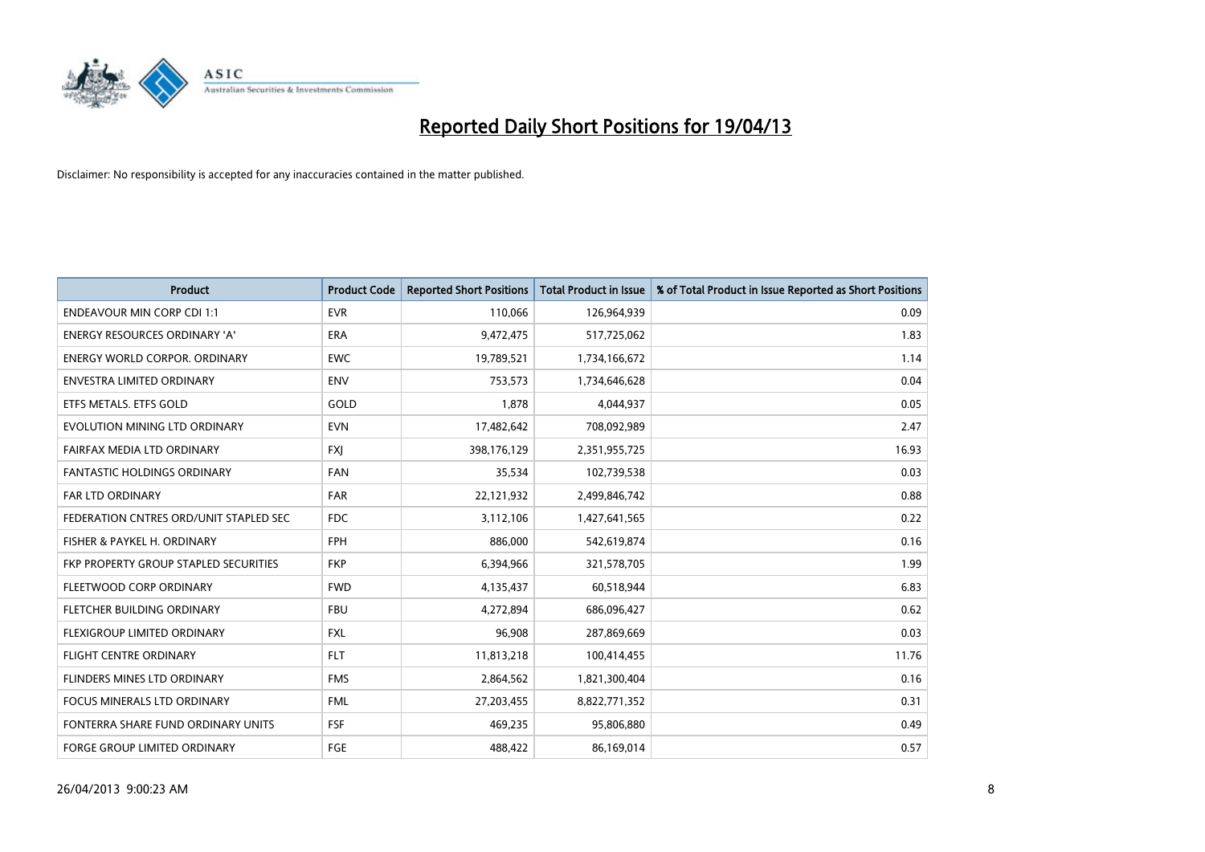# Reported Daily Short Positions for 19/04/13

Disclaimer: No responsibility is accepted for any inaccuracies contained in the matter published.

| Product | Product Code | Reported Short Positions | Total Product in Issue | % of Total Product in Issue Reported as Short Positions |
|---|---|---|---|---|
| ENDEAVOUR MIN CORP CDI 1:1 | EVR | 110,066 | 126,964,939 | 0.09 |
| ENERGY RESOURCES ORDINARY 'A' | ERA | 9,472,475 | 517,725,062 | 1.83 |
| ENERGY WORLD CORPOR. ORDINARY | EWC | 19,789,521 | 1,734,166,672 | 1.14 |
| ENVESTRA LIMITED ORDINARY | ENV | 753,573 | 1,734,646,628 | 0.04 |
| ETFS METALS. ETFS GOLD | GOLD | 1,878 | 4,044,937 | 0.05 |
| EVOLUTION MINING LTD ORDINARY | EVN | 17,482,642 | 708,092,989 | 2.47 |
| FAIRFAX MEDIA LTD ORDINARY | FXJ | 398,176,129 | 2,351,955,725 | 16.93 |
| FANTASTIC HOLDINGS ORDINARY | FAN | 35,534 | 102,739,538 | 0.03 |
| FAR LTD ORDINARY | FAR | 22,121,932 | 2,499,846,742 | 0.88 |
| FEDERATION CNTRES ORD/UNIT STAPLED SEC | FDC | 3,112,106 | 1,427,641,565 | 0.22 |
| FISHER & PAYKEL H. ORDINARY | FPH | 886,000 | 542,619,874 | 0.16 |
| FKP PROPERTY GROUP STAPLED SECURITIES | FKP | 6,394,966 | 321,578,705 | 1.99 |
| FLEETWOOD CORP ORDINARY | FWD | 4,135,437 | 60,518,944 | 6.83 |
| FLETCHER BUILDING ORDINARY | FBU | 4,272,894 | 686,096,427 | 0.62 |
| FLEXIGROUP LIMITED ORDINARY | FXL | 96,908 | 287,869,669 | 0.03 |
| FLIGHT CENTRE ORDINARY | FLT | 11,813,218 | 100,414,455 | 11.76 |
| FLINDERS MINES LTD ORDINARY | FMS | 2,864,562 | 1,821,300,404 | 0.16 |
| FOCUS MINERALS LTD ORDINARY | FML | 27,203,455 | 8,822,771,352 | 0.31 |
| FONTERRA SHARE FUND ORDINARY UNITS | FSF | 469,235 | 95,806,880 | 0.49 |
| FORGE GROUP LIMITED ORDINARY | FGE | 488,422 | 86,169,014 | 0.57 |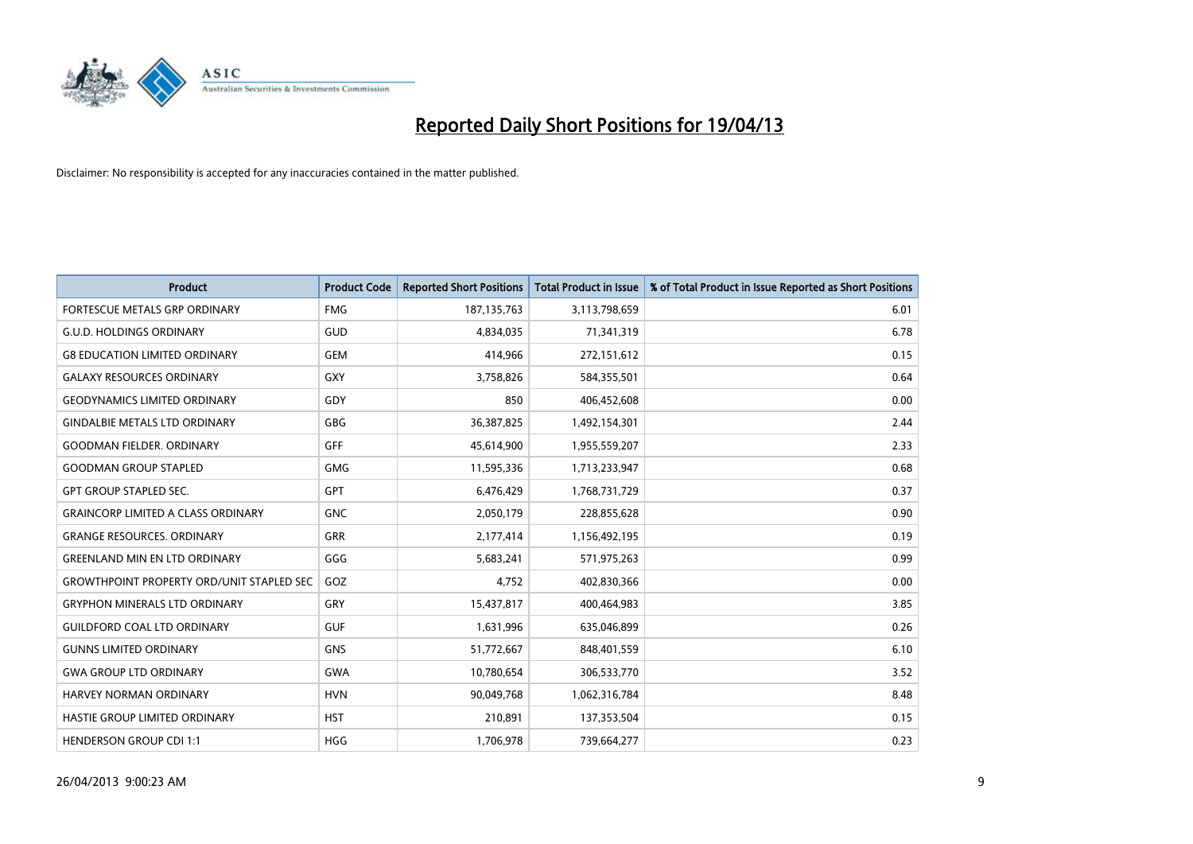# Reported Daily Short Positions for 19/04/13

Disclaimer: No responsibility is accepted for any inaccuracies contained in the matter published.

| Product | Product Code | Reported Short Positions | Total Product in Issue | % of Total Product in Issue Reported as Short Positions |
|---|---|---|---|---|
| FORTESCUE METALS GRP ORDINARY | FMG | 187,135,763 | 3,113,798,659 | 6.01 |
| G.U.D. HOLDINGS ORDINARY | GUD | 4,834,035 | 71,341,319 | 6.78 |
| G8 EDUCATION LIMITED ORDINARY | GEM | 414,966 | 272,151,612 | 0.15 |
| GALAXY RESOURCES ORDINARY | GXY | 3,758,826 | 584,355,501 | 0.64 |
| GEODYNAMICS LIMITED ORDINARY | GDY | 850 | 406,452,608 | 0.00 |
| GINDALBIE METALS LTD ORDINARY | GBG | 36,387,825 | 1,492,154,301 | 2.44 |
| GOODMAN FIELDER. ORDINARY | GFF | 45,614,900 | 1,955,559,207 | 2.33 |
| GOODMAN GROUP STAPLED | GMG | 11,595,336 | 1,713,233,947 | 0.68 |
| GPT GROUP STAPLED SEC. | GPT | 6,476,429 | 1,768,731,729 | 0.37 |
| GRAINCORP LIMITED A CLASS ORDINARY | GNC | 2,050,179 | 228,855,628 | 0.90 |
| GRANGE RESOURCES. ORDINARY | GRR | 2,177,414 | 1,156,492,195 | 0.19 |
| GREENLAND MIN EN LTD ORDINARY | GGG | 5,683,241 | 571,975,263 | 0.99 |
| GROWTHPOINT PROPERTY ORD/UNIT STAPLED SEC | GOZ | 4,752 | 402,830,366 | 0.00 |
| GRYPHON MINERALS LTD ORDINARY | GRY | 15,437,817 | 400,464,983 | 3.85 |
| GUILDFORD COAL LTD ORDINARY | GUF | 1,631,996 | 635,046,899 | 0.26 |
| GUNNS LIMITED ORDINARY | GNS | 51,772,667 | 848,401,559 | 6.10 |
| GWA GROUP LTD ORDINARY | GWA | 10,780,654 | 306,533,770 | 3.52 |
| HARVEY NORMAN ORDINARY | HVN | 90,049,768 | 1,062,316,784 | 8.48 |
| HASTIE GROUP LIMITED ORDINARY | HST | 210,891 | 137,353,504 | 0.15 |
| HENDERSON GROUP CDI 1:1 | HGG | 1,706,978 | 739,664,277 | 0.23 |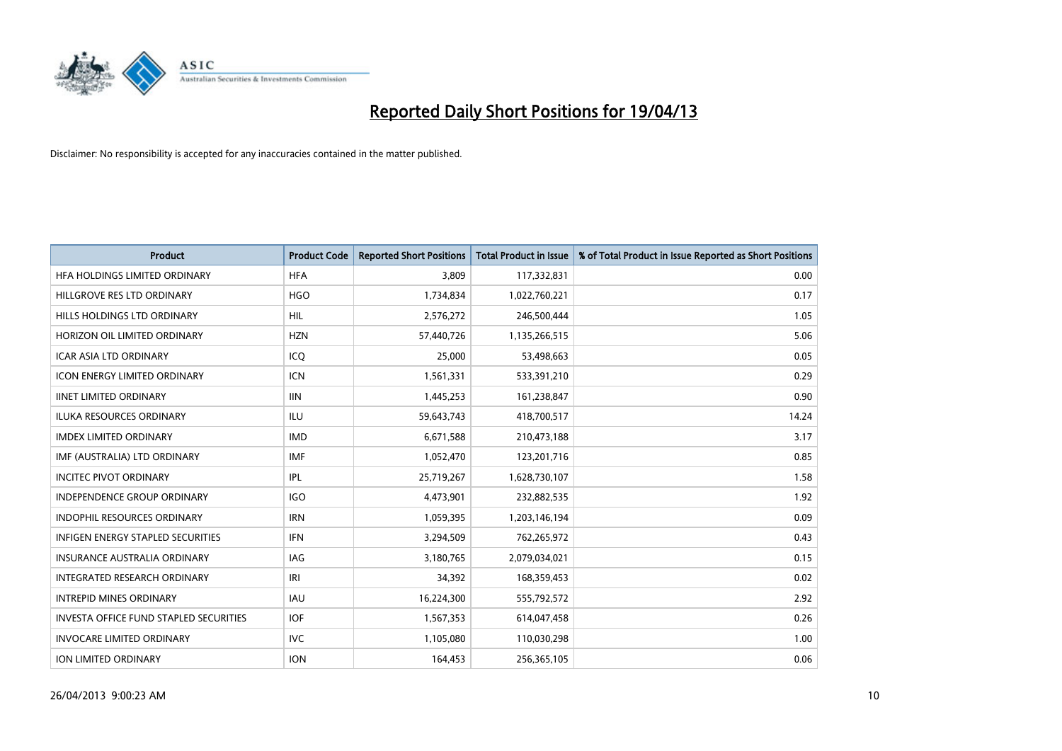# Reported Daily Short Positions for 19/04/13

Disclaimer: No responsibility is accepted for any inaccuracies contained in the matter published.

| Product | Product Code | Reported Short Positions | Total Product in Issue | % of Total Product in Issue Reported as Short Positions |
|---|---|---|---|---|
| HFA HOLDINGS LIMITED ORDINARY | HFA | 3,809 | 117,332,831 | 0.00 |
| HILLGROVE RES LTD ORDINARY | HGO | 1,734,834 | 1,022,760,221 | 0.17 |
| HILLS HOLDINGS LTD ORDINARY | HIL | 2,576,272 | 246,500,444 | 1.05 |
| HORIZON OIL LIMITED ORDINARY | HZN | 57,440,726 | 1,135,266,515 | 5.06 |
| ICAR ASIA LTD ORDINARY | ICQ | 25,000 | 53,498,663 | 0.05 |
| ICON ENERGY LIMITED ORDINARY | ICN | 1,561,331 | 533,391,210 | 0.29 |
| IINET LIMITED ORDINARY | IIN | 1,445,253 | 161,238,847 | 0.90 |
| ILUKA RESOURCES ORDINARY | ILU | 59,643,743 | 418,700,517 | 14.24 |
| IMDEX LIMITED ORDINARY | IMD | 6,671,588 | 210,473,188 | 3.17 |
| IMF (AUSTRALIA) LTD ORDINARY | IMF | 1,052,470 | 123,201,716 | 0.85 |
| INCITEC PIVOT ORDINARY | IPL | 25,719,267 | 1,628,730,107 | 1.58 |
| INDEPENDENCE GROUP ORDINARY | IGO | 4,473,901 | 232,882,535 | 1.92 |
| INDOPHIL RESOURCES ORDINARY | IRN | 1,059,395 | 1,203,146,194 | 0.09 |
| INFIGEN ENERGY STAPLED SECURITIES | IFN | 3,294,509 | 762,265,972 | 0.43 |
| INSURANCE AUSTRALIA ORDINARY | IAG | 3,180,765 | 2,079,034,021 | 0.15 |
| INTEGRATED RESEARCH ORDINARY | IRI | 34,392 | 168,359,453 | 0.02 |
| INTREPID MINES ORDINARY | IAU | 16,224,300 | 555,792,572 | 2.92 |
| INVESTA OFFICE FUND STAPLED SECURITIES | IOF | 1,567,353 | 614,047,458 | 0.26 |
| INVOCARE LIMITED ORDINARY | IVC | 1,105,080 | 110,030,298 | 1.00 |
| ION LIMITED ORDINARY | ION | 164,453 | 256,365,105 | 0.06 |

26/04/2013 9:00:23 AM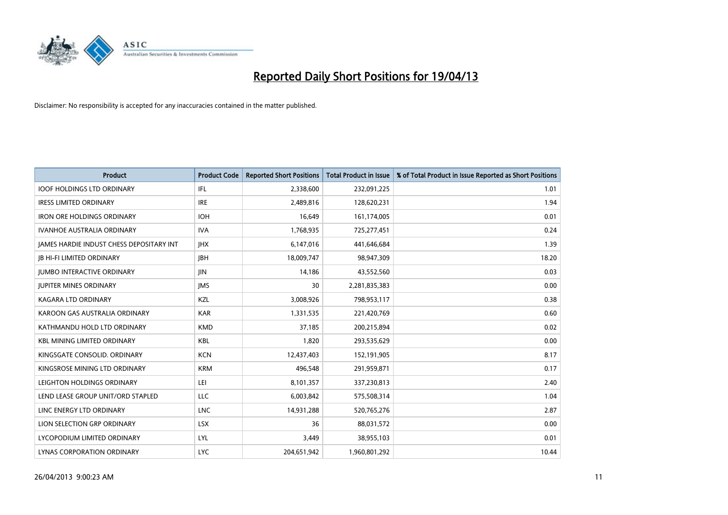# Reported Daily Short Positions for 19/04/13

Disclaimer: No responsibility is accepted for any inaccuracies contained in the matter published.

| Product | Product Code | Reported Short Positions | Total Product in Issue | % of Total Product in Issue Reported as Short Positions |
|---|---|---|---|---|
| IOOF HOLDINGS LTD ORDINARY | IFL | 2,338,600 | 232,091,225 | 1.01 |
| IRESS LIMITED ORDINARY | IRE | 2,489,816 | 128,620,231 | 1.94 |
| IRON ORE HOLDINGS ORDINARY | IOH | 16,649 | 161,174,005 | 0.01 |
| IVANHOE AUSTRALIA ORDINARY | IVA | 1,768,935 | 725,277,451 | 0.24 |
| JAMES HARDIE INDUST CHESS DEPOSITARY INT | JHX | 6,147,016 | 441,646,684 | 1.39 |
| JB HI-FI LIMITED ORDINARY | JBH | 18,009,747 | 98,947,309 | 18.20 |
| JUMBO INTERACTIVE ORDINARY | JIN | 14,186 | 43,552,560 | 0.03 |
| JUPITER MINES ORDINARY | JMS | 30 | 2,281,835,383 | 0.00 |
| KAGARA LTD ORDINARY | KZL | 3,008,926 | 798,953,117 | 0.38 |
| KAROON GAS AUSTRALIA ORDINARY | KAR | 1,331,535 | 221,420,769 | 0.60 |
| KATHMANDU HOLD LTD ORDINARY | KMD | 37,185 | 200,215,894 | 0.02 |
| KBL MINING LIMITED ORDINARY | KBL | 1,820 | 293,535,629 | 0.00 |
| KINGSGATE CONSOLID. ORDINARY | KCN | 12,437,403 | 152,191,905 | 8.17 |
| KINGSROSE MINING LTD ORDINARY | KRM | 496,548 | 291,959,871 | 0.17 |
| LEIGHTON HOLDINGS ORDINARY | LEI | 8,101,357 | 337,230,813 | 2.40 |
| LEND LEASE GROUP UNIT/ORD STAPLED | LLC | 6,003,842 | 575,508,314 | 1.04 |
| LINC ENERGY LTD ORDINARY | LNC | 14,931,288 | 520,765,276 | 2.87 |
| LION SELECTION GRP ORDINARY | LSX | 36 | 88,031,572 | 0.00 |
| LYCOPODIUM LIMITED ORDINARY | LYL | 3,449 | 38,955,103 | 0.01 |
| LYNAS CORPORATION ORDINARY | LYC | 204,651,942 | 1,960,801,292 | 10.44 |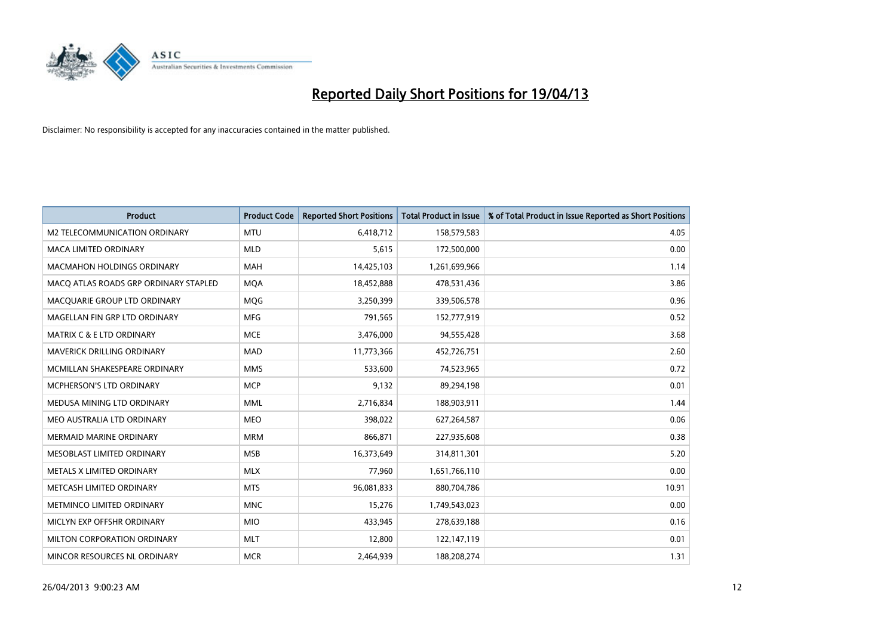# Reported Daily Short Positions for 19/04/13

Disclaimer: No responsibility is accepted for any inaccuracies contained in the matter published.

| Product | Product Code | Reported Short Positions | Total Product in Issue | % of Total Product in Issue Reported as Short Positions |
|---|---|---|---|---|
| M2 TELECOMMUNICATION ORDINARY | MTU | 6,418,712 | 158,579,583 | 4.05 |
| MACA LIMITED ORDINARY | MLD | 5,615 | 172,500,000 | 0.00 |
| MACMAHON HOLDINGS ORDINARY | MAH | 14,425,103 | 1,261,699,966 | 1.14 |
| MACQ ATLAS ROADS GRP ORDINARY STAPLED | MQA | 18,452,888 | 478,531,436 | 3.86 |
| MACQUARIE GROUP LTD ORDINARY | MQG | 3,250,399 | 339,506,578 | 0.96 |
| MAGELLAN FIN GRP LTD ORDINARY | MFG | 791,565 | 152,777,919 | 0.52 |
| MATRIX C & E LTD ORDINARY | MCE | 3,476,000 | 94,555,428 | 3.68 |
| MAVERICK DRILLING ORDINARY | MAD | 11,773,366 | 452,726,751 | 2.60 |
| MCMILLAN SHAKESPEARE ORDINARY | MMS | 533,600 | 74,523,965 | 0.72 |
| MCPHERSON'S LTD ORDINARY | MCP | 9,132 | 89,294,198 | 0.01 |
| MEDUSA MINING LTD ORDINARY | MML | 2,716,834 | 188,903,911 | 1.44 |
| MEO AUSTRALIA LTD ORDINARY | MEO | 398,022 | 627,264,587 | 0.06 |
| MERMAID MARINE ORDINARY | MRM | 866,871 | 227,935,608 | 0.38 |
| MESOBLAST LIMITED ORDINARY | MSB | 16,373,649 | 314,811,301 | 5.20 |
| METALS X LIMITED ORDINARY | MLX | 77,960 | 1,651,766,110 | 0.00 |
| METCASH LIMITED ORDINARY | MTS | 96,081,833 | 880,704,786 | 10.91 |
| METMINCO LIMITED ORDINARY | MNC | 15,276 | 1,749,543,023 | 0.00 |
| MICLYN EXP OFFSHR ORDINARY | MIO | 433,945 | 278,639,188 | 0.16 |
| MILTON CORPORATION ORDINARY | MLT | 12,800 | 122,147,119 | 0.01 |
| MINCOR RESOURCES NL ORDINARY | MCR | 2,464,939 | 188,208,274 | 1.31 |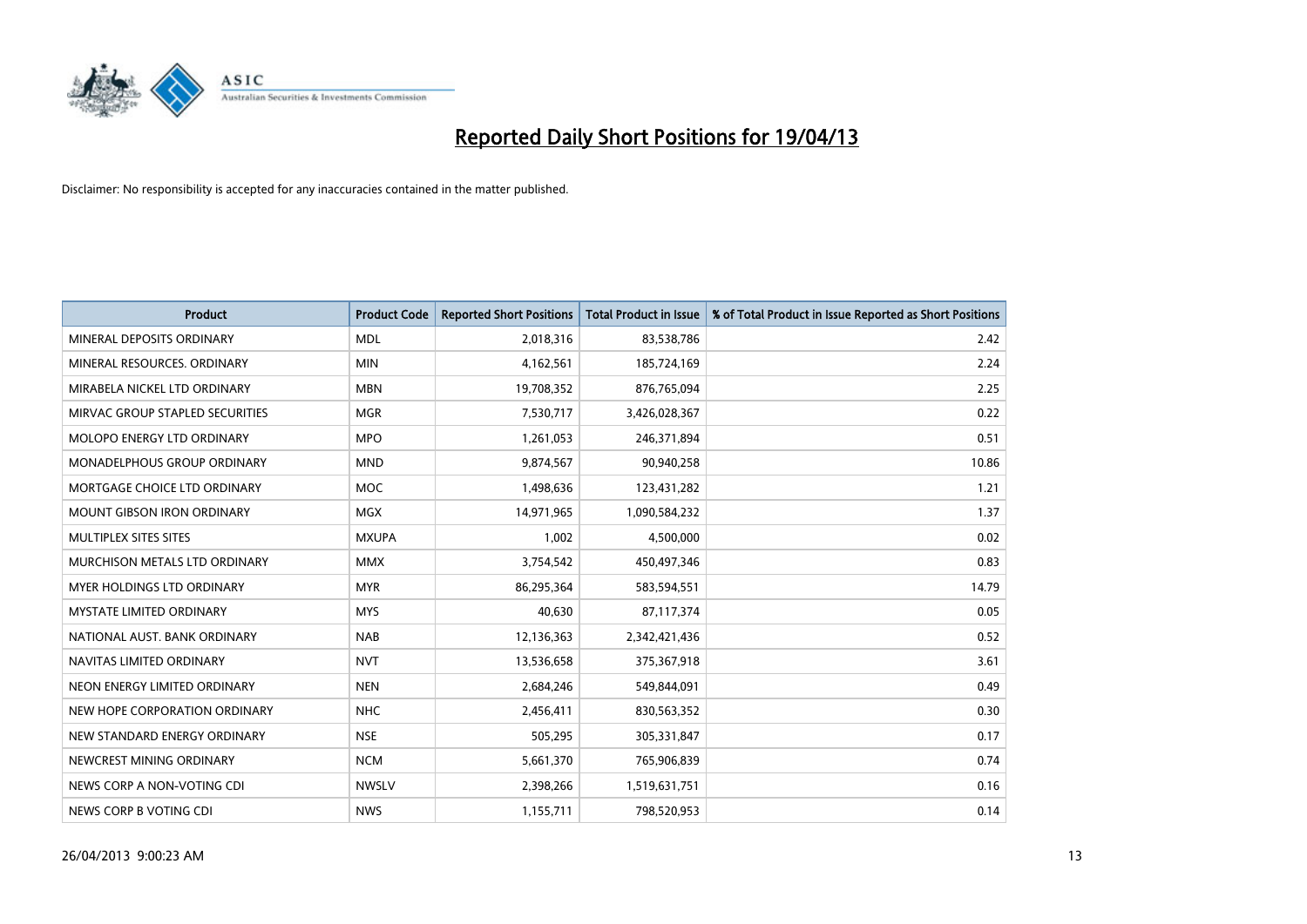# Reported Daily Short Positions for 19/04/13

Disclaimer: No responsibility is accepted for any inaccuracies contained in the matter published.

| Product | Product Code | Reported Short Positions | Total Product in Issue | % of Total Product in Issue Reported as Short Positions |
|---|---|---|---|---|
| MINERAL DEPOSITS ORDINARY | MDL | 2,018,316 | 83,538,786 | 2.42 |
| MINERAL RESOURCES. ORDINARY | MIN | 4,162,561 | 185,724,169 | 2.24 |
| MIRABELA NICKEL LTD ORDINARY | MBN | 19,708,352 | 876,765,094 | 2.25 |
| MIRVAC GROUP STAPLED SECURITIES | MGR | 7,530,717 | 3,426,028,367 | 0.22 |
| MOLOPO ENERGY LTD ORDINARY | MPO | 1,261,053 | 246,371,894 | 0.51 |
| MONADELPHOUS GROUP ORDINARY | MND | 9,874,567 | 90,940,258 | 10.86 |
| MORTGAGE CHOICE LTD ORDINARY | MOC | 1,498,636 | 123,431,282 | 1.21 |
| MOUNT GIBSON IRON ORDINARY | MGX | 14,971,965 | 1,090,584,232 | 1.37 |
| MULTIPLEX SITES SITES | MXUPA | 1,002 | 4,500,000 | 0.02 |
| MURCHISON METALS LTD ORDINARY | MMX | 3,754,542 | 450,497,346 | 0.83 |
| MYER HOLDINGS LTD ORDINARY | MYR | 86,295,364 | 583,594,551 | 14.79 |
| MYSTATE LIMITED ORDINARY | MYS | 40,630 | 87,117,374 | 0.05 |
| NATIONAL AUST. BANK ORDINARY | NAB | 12,136,363 | 2,342,421,436 | 0.52 |
| NAVITAS LIMITED ORDINARY | NVT | 13,536,658 | 375,367,918 | 3.61 |
| NEON ENERGY LIMITED ORDINARY | NEN | 2,684,246 | 549,844,091 | 0.49 |
| NEW HOPE CORPORATION ORDINARY | NHC | 2,456,411 | 830,563,352 | 0.30 |
| NEW STANDARD ENERGY ORDINARY | NSE | 505,295 | 305,331,847 | 0.17 |
| NEWCREST MINING ORDINARY | NCM | 5,661,370 | 765,906,839 | 0.74 |
| NEWS CORP A NON-VOTING CDI | NWSLV | 2,398,266 | 1,519,631,751 | 0.16 |
| NEWS CORP B VOTING CDI | NWS | 1,155,711 | 798,520,953 | 0.14 |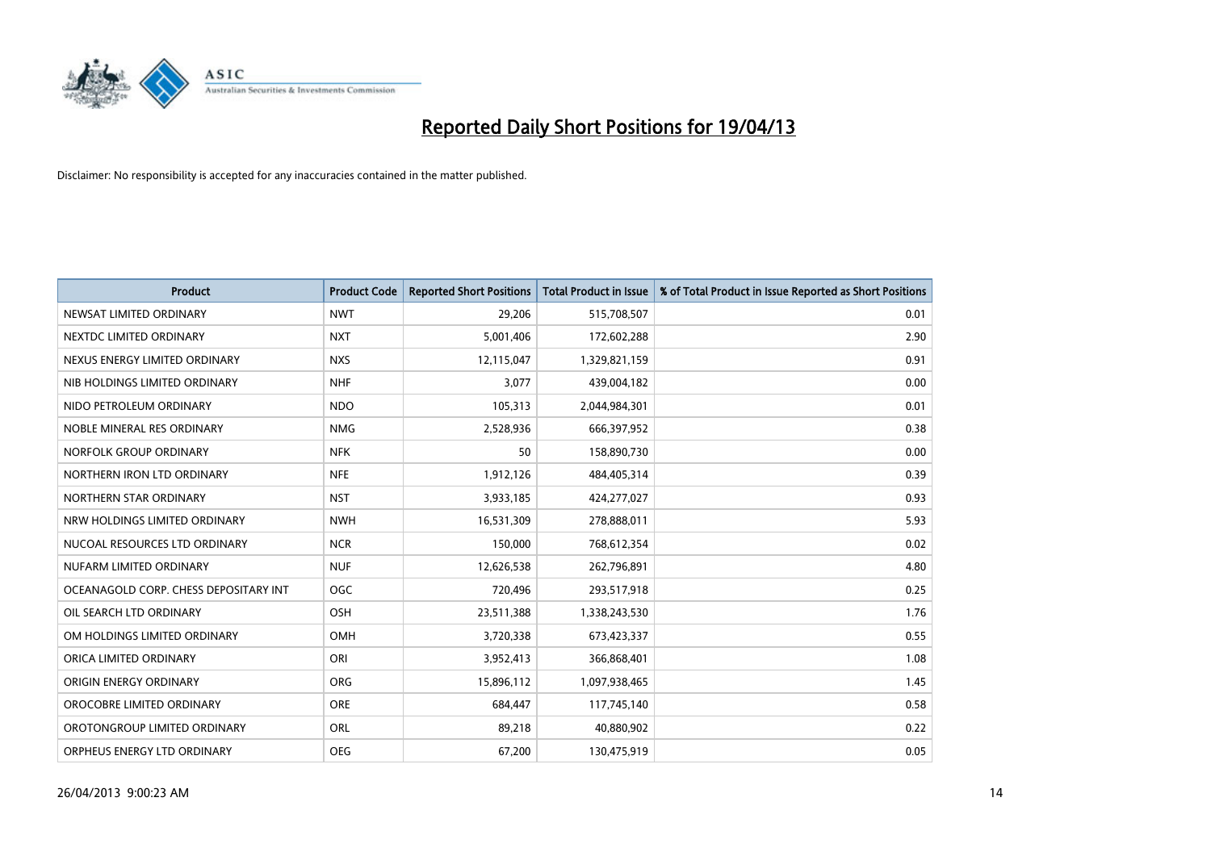# Reported Daily Short Positions for 19/04/13

Disclaimer: No responsibility is accepted for any inaccuracies contained in the matter published.

| Product | Product Code | Reported Short Positions | Total Product in Issue | % of Total Product in Issue Reported as Short Positions |
| --- | --- | --- | --- | --- |
| NEWSAT LIMITED ORDINARY | NWT | 29,206 | 515,708,507 | 0.01 |
| NEXTDC LIMITED ORDINARY | NXT | 5,001,406 | 172,602,288 | 2.90 |
| NEXUS ENERGY LIMITED ORDINARY | NXS | 12,115,047 | 1,329,821,159 | 0.91 |
| NIB HOLDINGS LIMITED ORDINARY | NHF | 3,077 | 439,004,182 | 0.00 |
| NIDO PETROLEUM ORDINARY | NDO | 105,313 | 2,044,984,301 | 0.01 |
| NOBLE MINERAL RES ORDINARY | NMG | 2,528,936 | 666,397,952 | 0.38 |
| NORFOLK GROUP ORDINARY | NFK | 50 | 158,890,730 | 0.00 |
| NORTHERN IRON LTD ORDINARY | NFE | 1,912,126 | 484,405,314 | 0.39 |
| NORTHERN STAR ORDINARY | NST | 3,933,185 | 424,277,027 | 0.93 |
| NRW HOLDINGS LIMITED ORDINARY | NWH | 16,531,309 | 278,888,011 | 5.93 |
| NUCOAL RESOURCES LTD ORDINARY | NCR | 150,000 | 768,612,354 | 0.02 |
| NUFARM LIMITED ORDINARY | NUF | 12,626,538 | 262,796,891 | 4.80 |
| OCEANAGOLD CORP. CHESS DEPOSITARY INT | OGC | 720,496 | 293,517,918 | 0.25 |
| OIL SEARCH LTD ORDINARY | OSH | 23,511,388 | 1,338,243,530 | 1.76 |
| OM HOLDINGS LIMITED ORDINARY | OMH | 3,720,338 | 673,423,337 | 0.55 |
| ORICA LIMITED ORDINARY | ORI | 3,952,413 | 366,868,401 | 1.08 |
| ORIGIN ENERGY ORDINARY | ORG | 15,896,112 | 1,097,938,465 | 1.45 |
| OROCOBRE LIMITED ORDINARY | ORE | 684,447 | 117,745,140 | 0.58 |
| OROTONGROUP LIMITED ORDINARY | ORL | 89,218 | 40,880,902 | 0.22 |
| ORPHEUS ENERGY LTD ORDINARY | OEG | 67,200 | 130,475,919 | 0.05 |

26/04/2013 9:00:23 AM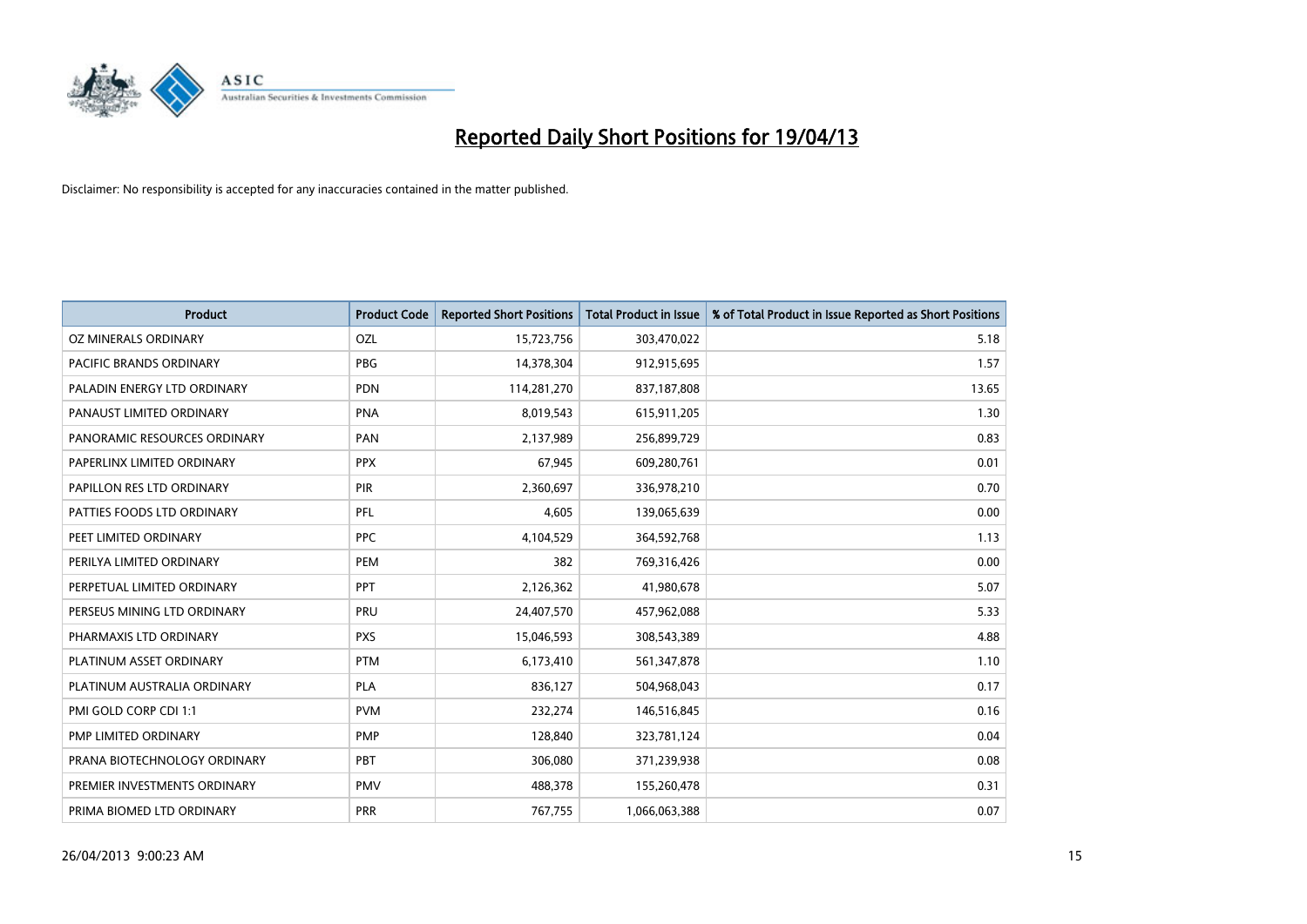# Reported Daily Short Positions for 19/04/13

Disclaimer: No responsibility is accepted for any inaccuracies contained in the matter published.

| Product | Product Code | Reported Short Positions | Total Product in Issue | % of Total Product in Issue Reported as Short Positions |
|---|---|---|---|---|
| OZ MINERALS ORDINARY | OZL | 15,723,756 | 303,470,022 | 5.18 |
| PACIFIC BRANDS ORDINARY | PBG | 14,378,304 | 912,915,695 | 1.57 |
| PALADIN ENERGY LTD ORDINARY | PDN | 114,281,270 | 837,187,808 | 13.65 |
| PANAUST LIMITED ORDINARY | PNA | 8,019,543 | 615,911,205 | 1.30 |
| PANORAMIC RESOURCES ORDINARY | PAN | 2,137,989 | 256,899,729 | 0.83 |
| PAPERLINX LIMITED ORDINARY | PPX | 67,945 | 609,280,761 | 0.01 |
| PAPILLON RES LTD ORDINARY | PIR | 2,360,697 | 336,978,210 | 0.70 |
| PATTIES FOODS LTD ORDINARY | PFL | 4,605 | 139,065,639 | 0.00 |
| PEET LIMITED ORDINARY | PPC | 4,104,529 | 364,592,768 | 1.13 |
| PERILYA LIMITED ORDINARY | PEM | 382 | 769,316,426 | 0.00 |
| PERPETUAL LIMITED ORDINARY | PPT | 2,126,362 | 41,980,678 | 5.07 |
| PERSEUS MINING LTD ORDINARY | PRU | 24,407,570 | 457,962,088 | 5.33 |
| PHARMAXIS LTD ORDINARY | PXS | 15,046,593 | 308,543,389 | 4.88 |
| PLATINUM ASSET ORDINARY | PTM | 6,173,410 | 561,347,878 | 1.10 |
| PLATINUM AUSTRALIA ORDINARY | PLA | 836,127 | 504,968,043 | 0.17 |
| PMI GOLD CORP CDI 1:1 | PVM | 232,274 | 146,516,845 | 0.16 |
| PMP LIMITED ORDINARY | PMP | 128,840 | 323,781,124 | 0.04 |
| PRANA BIOTECHNOLOGY ORDINARY | PBT | 306,080 | 371,239,938 | 0.08 |
| PREMIER INVESTMENTS ORDINARY | PMV | 488,378 | 155,260,478 | 0.31 |
| PRIMA BIOMED LTD ORDINARY | PRR | 767,755 | 1,066,063,388 | 0.07 |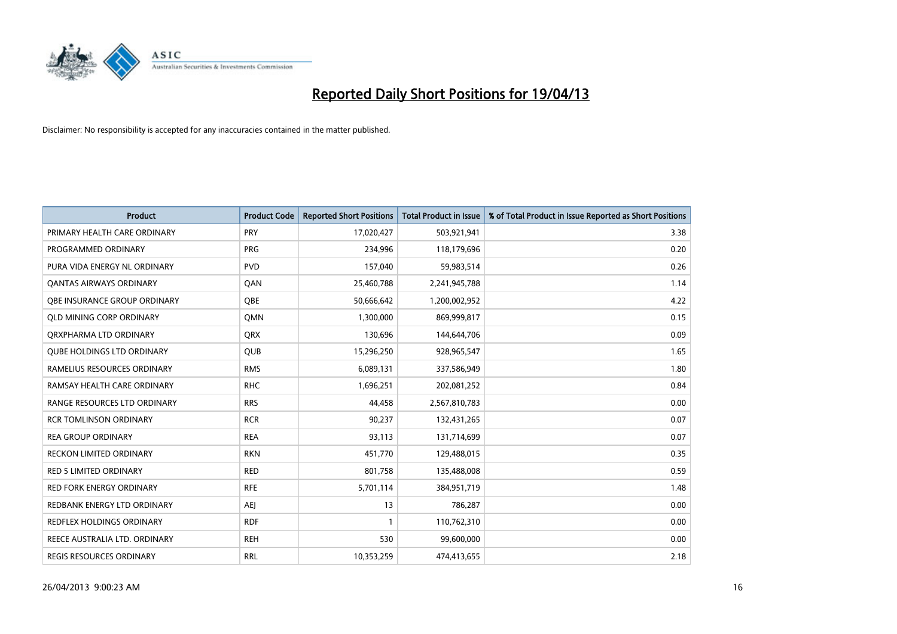# Reported Daily Short Positions for 19/04/13

Disclaimer: No responsibility is accepted for any inaccuracies contained in the matter published.

| Product | Product Code | Reported Short Positions | Total Product in Issue | % of Total Product in Issue Reported as Short Positions |
|---|---|---|---|---|
| PRIMARY HEALTH CARE ORDINARY | PRY | 17,020,427 | 503,921,941 | 3.38 |
| PROGRAMMED ORDINARY | PRG | 234,996 | 118,179,696 | 0.20 |
| PURA VIDA ENERGY NL ORDINARY | PVD | 157,040 | 59,983,514 | 0.26 |
| QANTAS AIRWAYS ORDINARY | QAN | 25,460,788 | 2,241,945,788 | 1.14 |
| QBE INSURANCE GROUP ORDINARY | QBE | 50,666,642 | 1,200,002,952 | 4.22 |
| QLD MINING CORP ORDINARY | QMN | 1,300,000 | 869,999,817 | 0.15 |
| QRXPHARMA LTD ORDINARY | QRX | 130,696 | 144,644,706 | 0.09 |
| QUBE HOLDINGS LTD ORDINARY | QUB | 15,296,250 | 928,965,547 | 1.65 |
| RAMELIUS RESOURCES ORDINARY | RMS | 6,089,131 | 337,586,949 | 1.80 |
| RAMSAY HEALTH CARE ORDINARY | RHC | 1,696,251 | 202,081,252 | 0.84 |
| RANGE RESOURCES LTD ORDINARY | RRS | 44,458 | 2,567,810,783 | 0.00 |
| RCR TOMLINSON ORDINARY | RCR | 90,237 | 132,431,265 | 0.07 |
| REA GROUP ORDINARY | REA | 93,113 | 131,714,699 | 0.07 |
| RECKON LIMITED ORDINARY | RKN | 451,770 | 129,488,015 | 0.35 |
| RED 5 LIMITED ORDINARY | RED | 801,758 | 135,488,008 | 0.59 |
| RED FORK ENERGY ORDINARY | RFE | 5,701,114 | 384,951,719 | 1.48 |
| REDBANK ENERGY LTD ORDINARY | AEJ | 13 | 786,287 | 0.00 |
| REDFLEX HOLDINGS ORDINARY | RDF | 1 | 110,762,310 | 0.00 |
| REECE AUSTRALIA LTD. ORDINARY | REH | 530 | 99,600,000 | 0.00 |
| REGIS RESOURCES ORDINARY | RRL | 10,353,259 | 474,413,655 | 2.18 |

26/04/2013 9:00:23 AM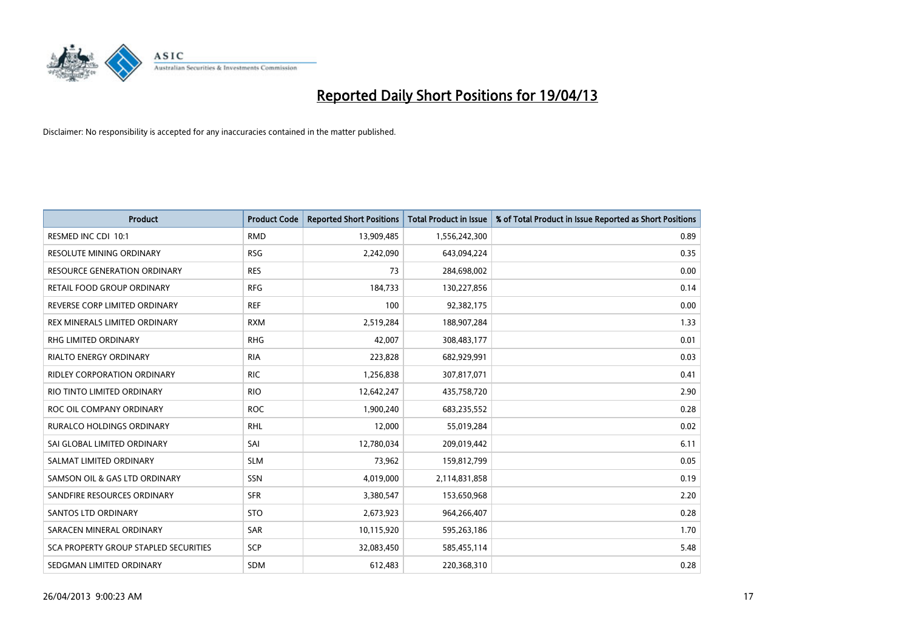# Reported Daily Short Positions for 19/04/13

Disclaimer: No responsibility is accepted for any inaccuracies contained in the matter published.

| Product | Product Code | Reported Short Positions | Total Product in Issue | % of Total Product in Issue Reported as Short Positions |
|---|---|---|---|---|
| RESMED INC CDI 10:1 | RMD | 13,909,485 | 1,556,242,300 | 0.89 |
| RESOLUTE MINING ORDINARY | RSG | 2,242,090 | 643,094,224 | 0.35 |
| RESOURCE GENERATION ORDINARY | RES | 73 | 284,698,002 | 0.00 |
| RETAIL FOOD GROUP ORDINARY | RFG | 184,733 | 130,227,856 | 0.14 |
| REVERSE CORP LIMITED ORDINARY | REF | 100 | 92,382,175 | 0.00 |
| REX MINERALS LIMITED ORDINARY | RXM | 2,519,284 | 188,907,284 | 1.33 |
| RHG LIMITED ORDINARY | RHG | 42,007 | 308,483,177 | 0.01 |
| RIALTO ENERGY ORDINARY | RIA | 223,828 | 682,929,991 | 0.03 |
| RIDLEY CORPORATION ORDINARY | RIC | 1,256,838 | 307,817,071 | 0.41 |
| RIO TINTO LIMITED ORDINARY | RIO | 12,642,247 | 435,758,720 | 2.90 |
| ROC OIL COMPANY ORDINARY | ROC | 1,900,240 | 683,235,552 | 0.28 |
| RURALCO HOLDINGS ORDINARY | RHL | 12,000 | 55,019,284 | 0.02 |
| SAI GLOBAL LIMITED ORDINARY | SAI | 12,780,034 | 209,019,442 | 6.11 |
| SALMAT LIMITED ORDINARY | SLM | 73,962 | 159,812,799 | 0.05 |
| SAMSON OIL & GAS LTD ORDINARY | SSN | 4,019,000 | 2,114,831,858 | 0.19 |
| SANDFIRE RESOURCES ORDINARY | SFR | 3,380,547 | 153,650,968 | 2.20 |
| SANTOS LTD ORDINARY | STO | 2,673,923 | 964,266,407 | 0.28 |
| SARACEN MINERAL ORDINARY | SAR | 10,115,920 | 595,263,186 | 1.70 |
| SCA PROPERTY GROUP STAPLED SECURITIES | SCP | 32,083,450 | 585,455,114 | 5.48 |
| SEDGMAN LIMITED ORDINARY | SDM | 612,483 | 220,368,310 | 0.28 |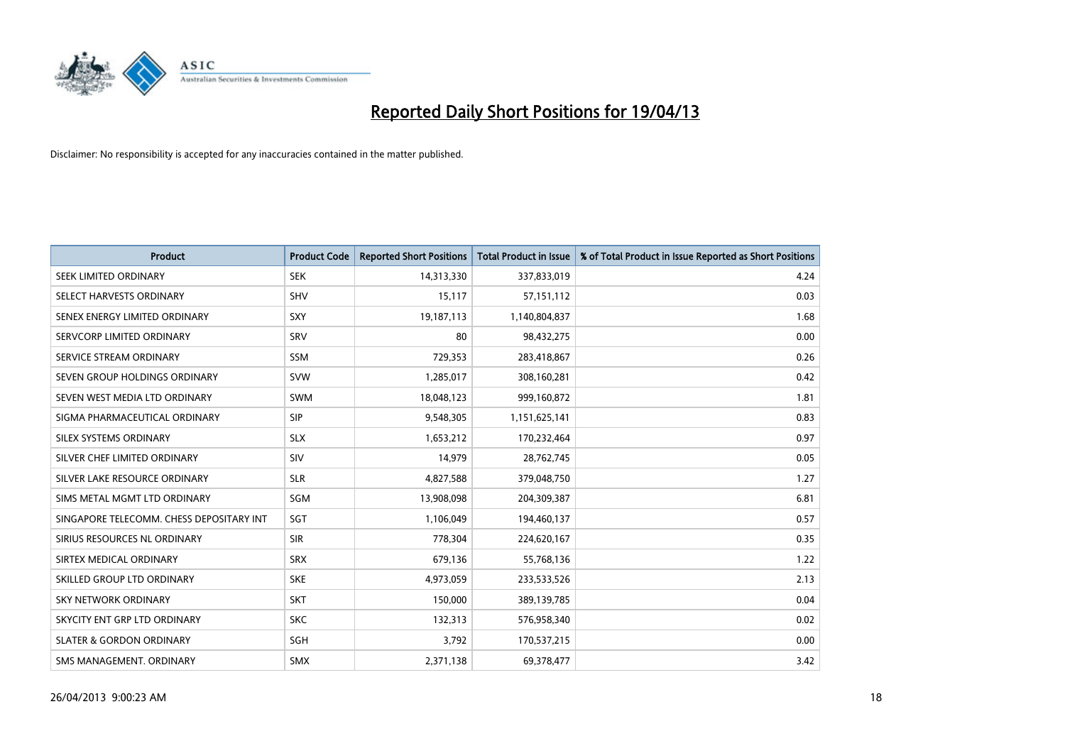# Reported Daily Short Positions for 19/04/13

Disclaimer: No responsibility is accepted for any inaccuracies contained in the matter published.

| Product | Product Code | Reported Short Positions | Total Product in Issue | % of Total Product in Issue Reported as Short Positions |
|---|---|---|---|---|
| SEEK LIMITED ORDINARY | SEK | 14,313,330 | 337,833,019 | 4.24 |
| SELECT HARVESTS ORDINARY | SHV | 15,117 | 57,151,112 | 0.03 |
| SENEX ENERGY LIMITED ORDINARY | SXY | 19,187,113 | 1,140,804,837 | 1.68 |
| SERVCORP LIMITED ORDINARY | SRV | 80 | 98,432,275 | 0.00 |
| SERVICE STREAM ORDINARY | SSM | 729,353 | 283,418,867 | 0.26 |
| SEVEN GROUP HOLDINGS ORDINARY | SVW | 1,285,017 | 308,160,281 | 0.42 |
| SEVEN WEST MEDIA LTD ORDINARY | SWM | 18,048,123 | 999,160,872 | 1.81 |
| SIGMA PHARMACEUTICAL ORDINARY | SIP | 9,548,305 | 1,151,625,141 | 0.83 |
| SILEX SYSTEMS ORDINARY | SLX | 1,653,212 | 170,232,464 | 0.97 |
| SILVER CHEF LIMITED ORDINARY | SIV | 14,979 | 28,762,745 | 0.05 |
| SILVER LAKE RESOURCE ORDINARY | SLR | 4,827,588 | 379,048,750 | 1.27 |
| SIMS METAL MGMT LTD ORDINARY | SGM | 13,908,098 | 204,309,387 | 6.81 |
| SINGAPORE TELECOMM. CHESS DEPOSITARY INT | SGT | 1,106,049 | 194,460,137 | 0.57 |
| SIRIUS RESOURCES NL ORDINARY | SIR | 778,304 | 224,620,167 | 0.35 |
| SIRTEX MEDICAL ORDINARY | SRX | 679,136 | 55,768,136 | 1.22 |
| SKILLED GROUP LTD ORDINARY | SKE | 4,973,059 | 233,533,526 | 2.13 |
| SKY NETWORK ORDINARY | SKT | 150,000 | 389,139,785 | 0.04 |
| SKYCITY ENT GRP LTD ORDINARY | SKC | 132,313 | 576,958,340 | 0.02 |
| SLATER & GORDON ORDINARY | SGH | 3,792 | 170,537,215 | 0.00 |
| SMS MANAGEMENT. ORDINARY | SMX | 2,371,138 | 69,378,477 | 3.42 |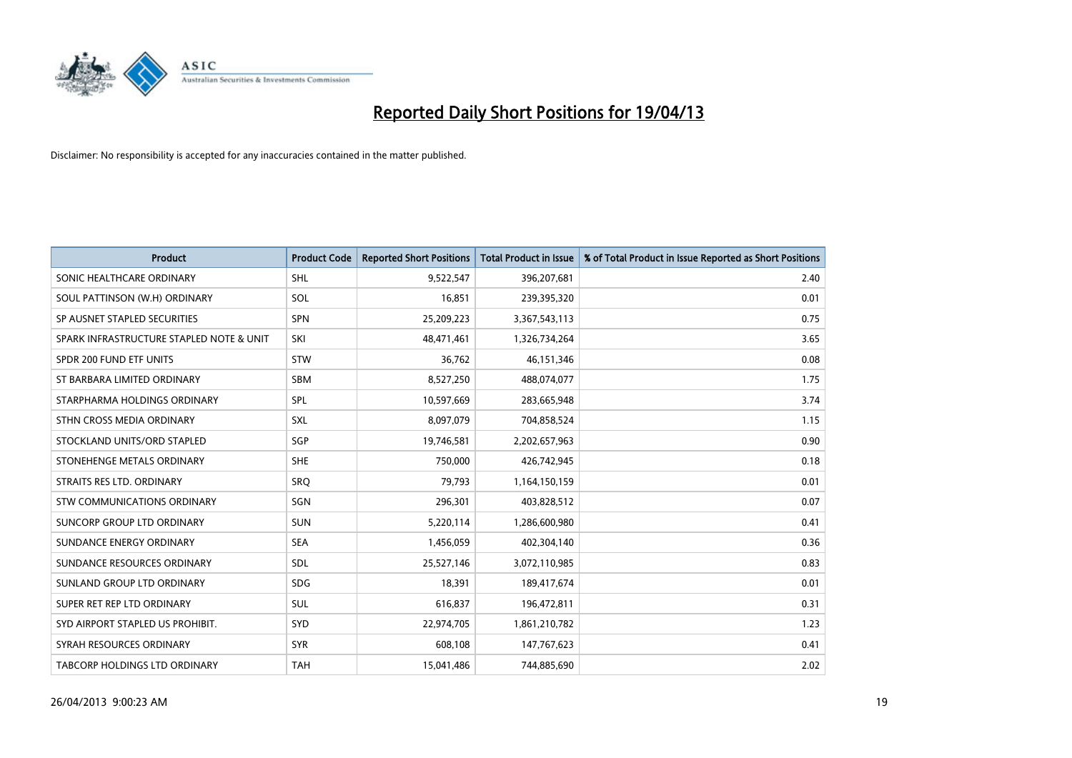# Reported Daily Short Positions for 19/04/13

Disclaimer: No responsibility is accepted for any inaccuracies contained in the matter published.

| Product | Product Code | Reported Short Positions | Total Product in Issue | % of Total Product in Issue Reported as Short Positions |
|---|---|---|---|---|
| SONIC HEALTHCARE ORDINARY | SHL | 9,522,547 | 396,207,681 | 2.40 |
| SOUL PATTINSON (W.H) ORDINARY | SOL | 16,851 | 239,395,320 | 0.01 |
| SP AUSNET STAPLED SECURITIES | SPN | 25,209,223 | 3,367,543,113 | 0.75 |
| SPARK INFRASTRUCTURE STAPLED NOTE & UNIT | SKI | 48,471,461 | 1,326,734,264 | 3.65 |
| SPDR 200 FUND ETF UNITS | STW | 36,762 | 46,151,346 | 0.08 |
| ST BARBARA LIMITED ORDINARY | SBM | 8,527,250 | 488,074,077 | 1.75 |
| STARPHARMA HOLDINGS ORDINARY | SPL | 10,597,669 | 283,665,948 | 3.74 |
| STHN CROSS MEDIA ORDINARY | SXL | 8,097,079 | 704,858,524 | 1.15 |
| STOCKLAND UNITS/ORD STAPLED | SGP | 19,746,581 | 2,202,657,963 | 0.90 |
| STONEHENGE METALS ORDINARY | SHE | 750,000 | 426,742,945 | 0.18 |
| STRAITS RES LTD. ORDINARY | SRQ | 79,793 | 1,164,150,159 | 0.01 |
| STW COMMUNICATIONS ORDINARY | SGN | 296,301 | 403,828,512 | 0.07 |
| SUNCORP GROUP LTD ORDINARY | SUN | 5,220,114 | 1,286,600,980 | 0.41 |
| SUNDANCE ENERGY ORDINARY | SEA | 1,456,059 | 402,304,140 | 0.36 |
| SUNDANCE RESOURCES ORDINARY | SDL | 25,527,146 | 3,072,110,985 | 0.83 |
| SUNLAND GROUP LTD ORDINARY | SDG | 18,391 | 189,417,674 | 0.01 |
| SUPER RET REP LTD ORDINARY | SUL | 616,837 | 196,472,811 | 0.31 |
| SYD AIRPORT STAPLED US PROHIBIT. | SYD | 22,974,705 | 1,861,210,782 | 1.23 |
| SYRAH RESOURCES ORDINARY | SYR | 608,108 | 147,767,623 | 0.41 |
| TABCORP HOLDINGS LTD ORDINARY | TAH | 15,041,486 | 744,885,690 | 2.02 |

26/04/2013 9:00:23 AM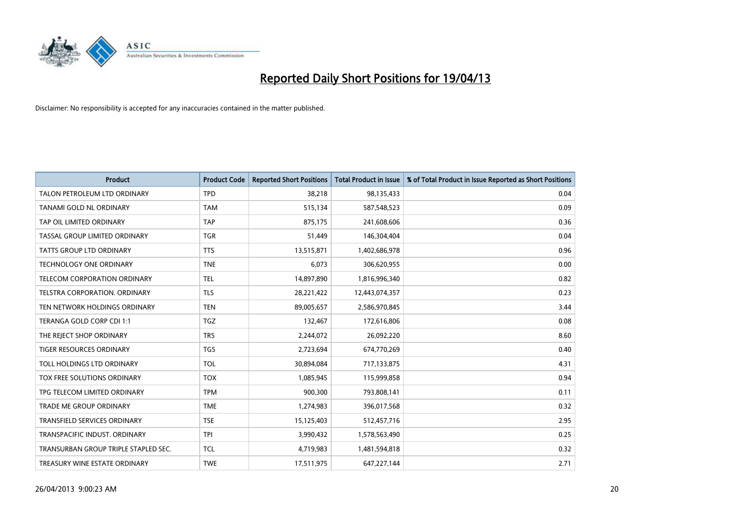# Reported Daily Short Positions for 19/04/13

Disclaimer: No responsibility is accepted for any inaccuracies contained in the matter published.

| Product | Product Code | Reported Short Positions | Total Product in Issue | % of Total Product in Issue Reported as Short Positions |
|---|---|---|---|---|
| TALON PETROLEUM LTD ORDINARY | TPD | 38,218 | 98,135,433 | 0.04 |
| TANAMI GOLD NL ORDINARY | TAM | 515,134 | 587,548,523 | 0.09 |
| TAP OIL LIMITED ORDINARY | TAP | 875,175 | 241,608,606 | 0.36 |
| TASSAL GROUP LIMITED ORDINARY | TGR | 51,449 | 146,304,404 | 0.04 |
| TATTS GROUP LTD ORDINARY | TTS | 13,515,871 | 1,402,686,978 | 0.96 |
| TECHNOLOGY ONE ORDINARY | TNE | 6,073 | 306,620,955 | 0.00 |
| TELECOM CORPORATION ORDINARY | TEL | 14,897,890 | 1,816,996,340 | 0.82 |
| TELSTRA CORPORATION. ORDINARY | TLS | 28,221,422 | 12,443,074,357 | 0.23 |
| TEN NETWORK HOLDINGS ORDINARY | TEN | 89,005,657 | 2,586,970,845 | 3.44 |
| TERANGA GOLD CORP CDI 1:1 | TGZ | 132,467 | 172,616,806 | 0.08 |
| THE REJECT SHOP ORDINARY | TRS | 2,244,072 | 26,092,220 | 8.60 |
| TIGER RESOURCES ORDINARY | TGS | 2,723,694 | 674,770,269 | 0.40 |
| TOLL HOLDINGS LTD ORDINARY | TOL | 30,894,084 | 717,133,875 | 4.31 |
| TOX FREE SOLUTIONS ORDINARY | TOX | 1,085,945 | 115,999,858 | 0.94 |
| TPG TELECOM LIMITED ORDINARY | TPM | 900,300 | 793,808,141 | 0.11 |
| TRADE ME GROUP ORDINARY | TME | 1,274,983 | 396,017,568 | 0.32 |
| TRANSFIELD SERVICES ORDINARY | TSE | 15,125,403 | 512,457,716 | 2.95 |
| TRANSPACIFIC INDUST. ORDINARY | TPI | 3,990,432 | 1,578,563,490 | 0.25 |
| TRANSURBAN GROUP TRIPLE STAPLED SEC. | TCL | 4,719,983 | 1,481,594,818 | 0.32 |
| TREASURY WINE ESTATE ORDINARY | TWE | 17,511,975 | 647,227,144 | 2.71 |

26/04/2013 9:00:23 AM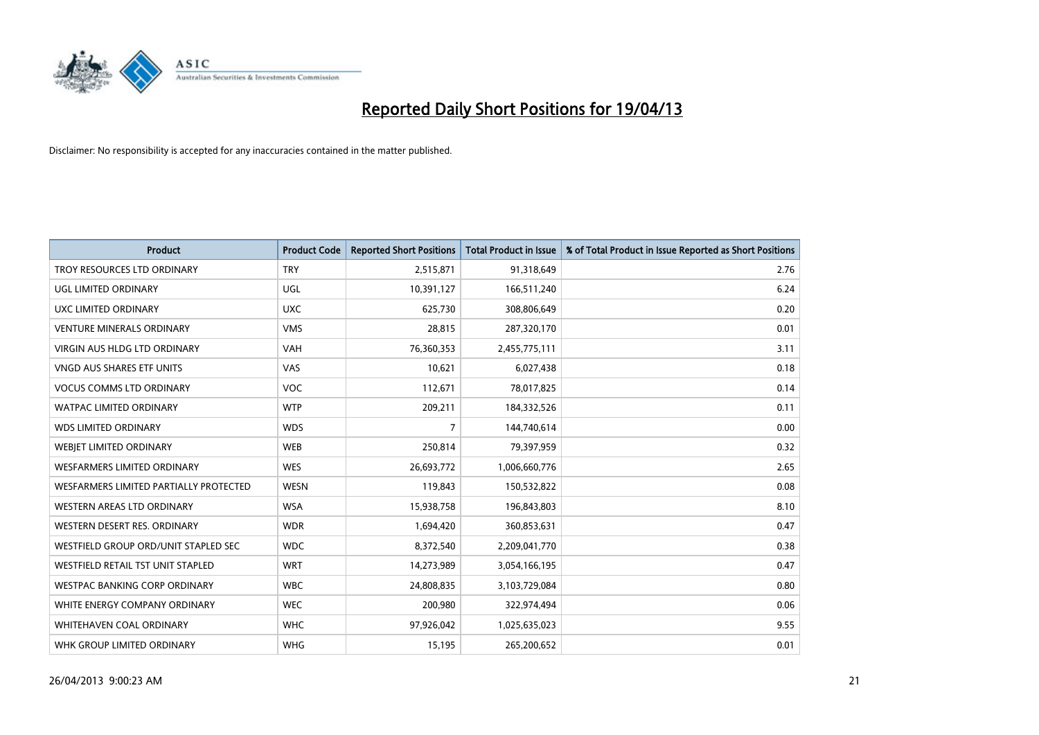# Reported Daily Short Positions for 19/04/13

Disclaimer: No responsibility is accepted for any inaccuracies contained in the matter published.

| Product | Product Code | Reported Short Positions | Total Product in Issue | % of Total Product in Issue Reported as Short Positions |
| --- | --- | --- | --- | --- |
| TROY RESOURCES LTD ORDINARY | TRY | 2,515,871 | 91,318,649 | 2.76 |
| UGL LIMITED ORDINARY | UGL | 10,391,127 | 166,511,240 | 6.24 |
| UXC LIMITED ORDINARY | UXC | 625,730 | 308,806,649 | 0.20 |
| VENTURE MINERALS ORDINARY | VMS | 28,815 | 287,320,170 | 0.01 |
| VIRGIN AUS HLDG LTD ORDINARY | VAH | 76,360,353 | 2,455,775,111 | 3.11 |
| VNGD AUS SHARES ETF UNITS | VAS | 10,621 | 6,027,438 | 0.18 |
| VOCUS COMMS LTD ORDINARY | VOC | 112,671 | 78,017,825 | 0.14 |
| WATPAC LIMITED ORDINARY | WTP | 209,211 | 184,332,526 | 0.11 |
| WDS LIMITED ORDINARY | WDS | 7 | 144,740,614 | 0.00 |
| WEBJET LIMITED ORDINARY | WEB | 250,814 | 79,397,959 | 0.32 |
| WESFARMERS LIMITED ORDINARY | WES | 26,693,772 | 1,006,660,776 | 2.65 |
| WESFARMERS LIMITED PARTIALLY PROTECTED | WESN | 119,843 | 150,532,822 | 0.08 |
| WESTERN AREAS LTD ORDINARY | WSA | 15,938,758 | 196,843,803 | 8.10 |
| WESTERN DESERT RES. ORDINARY | WDR | 1,694,420 | 360,853,631 | 0.47 |
| WESTFIELD GROUP ORD/UNIT STAPLED SEC | WDC | 8,372,540 | 2,209,041,770 | 0.38 |
| WESTFIELD RETAIL TST UNIT STAPLED | WRT | 14,273,989 | 3,054,166,195 | 0.47 |
| WESTPAC BANKING CORP ORDINARY | WBC | 24,808,835 | 3,103,729,084 | 0.80 |
| WHITE ENERGY COMPANY ORDINARY | WEC | 200,980 | 322,974,494 | 0.06 |
| WHITEHAVEN COAL ORDINARY | WHC | 97,926,042 | 1,025,635,023 | 9.55 |
| WHK GROUP LIMITED ORDINARY | WHG | 15,195 | 265,200,652 | 0.01 |

26/04/2013 9:00:23 AM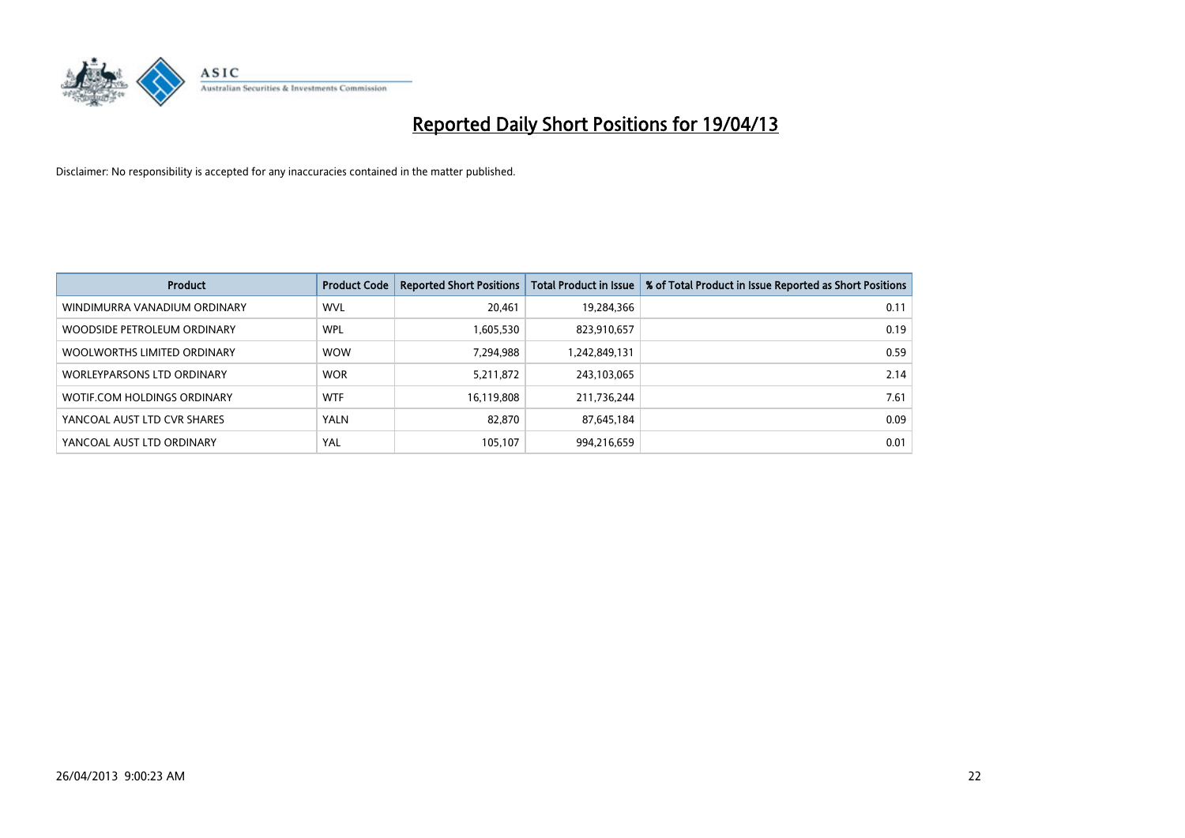# Reported Daily Short Positions for 19/04/13

Disclaimer: No responsibility is accepted for any inaccuracies contained in the matter published.

| Product | Product Code | Reported Short Positions | Total Product in Issue | % of Total Product in Issue Reported as Short Positions |
|---|---|---|---|---|
| WINDIMURRA VANADIUM ORDINARY | WVL | 20,461 | 19,284,366 | 0.11 |
| WOODSIDE PETROLEUM ORDINARY | WPL | 1,605,530 | 823,910,657 | 0.19 |
| WOOLWORTHS LIMITED ORDINARY | WOW | 7,294,988 | 1,242,849,131 | 0.59 |
| WORLEYPARSONS LTD ORDINARY | WOR | 5,211,872 | 243,103,065 | 2.14 |
| WOTIF.COM HOLDINGS ORDINARY | WTF | 16,119,808 | 211,736,244 | 7.61 |
| YANCOAL AUST LTD CVR SHARES | YALN | 82,870 | 87,645,184 | 0.09 |
| YANCOAL AUST LTD ORDINARY | YAL | 105,107 | 994,216,659 | 0.01 |

26/04/2013 9:00:23 AM